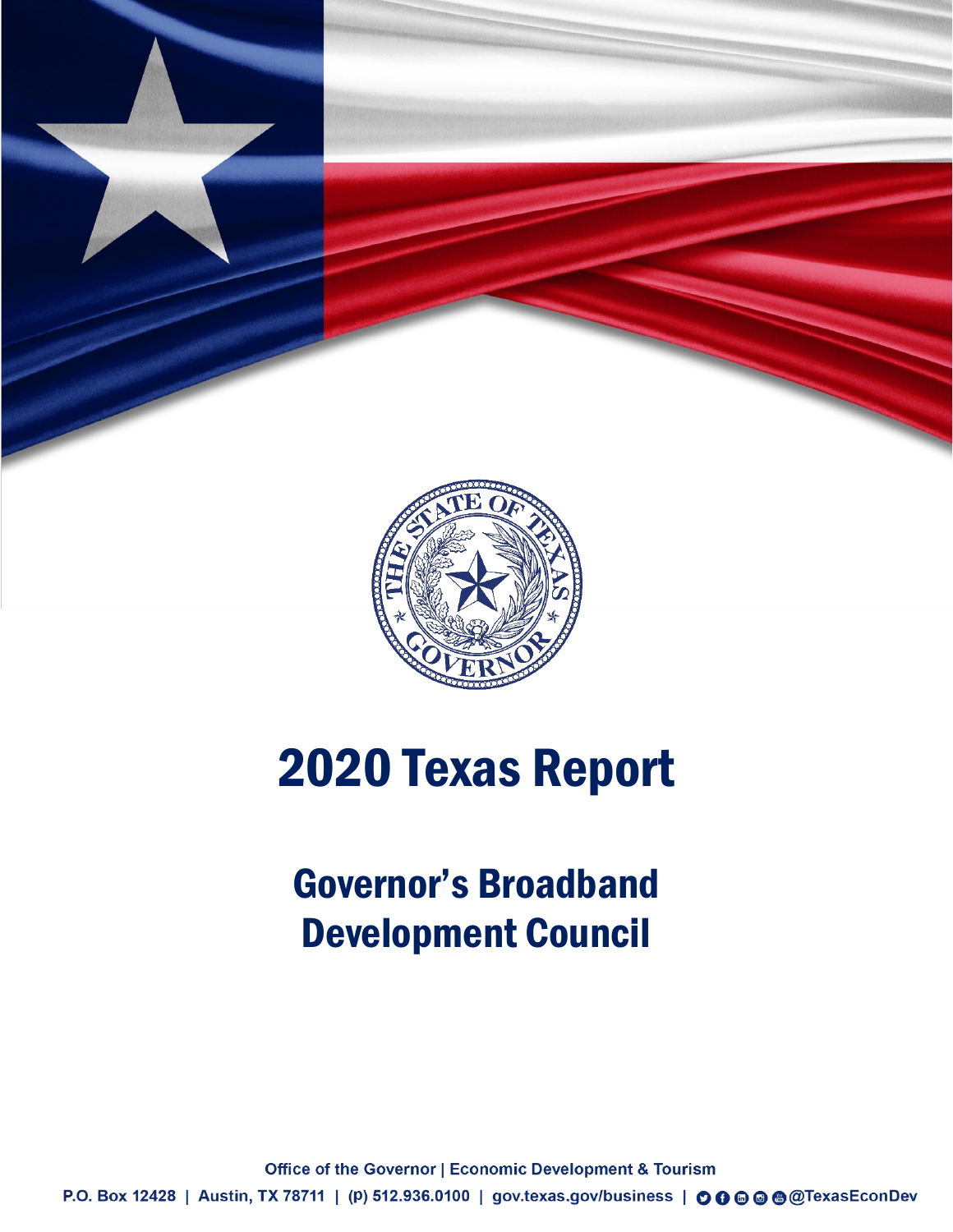# 2020 Texas Report

## Governor's Broadband Development Council

Office of the Governor | Economic Development & Tourism

P.O. Box 12428 | Austin, TX 78711 | (p) 512.936.0100 | gov.texas.gov/business | @TexasEconDev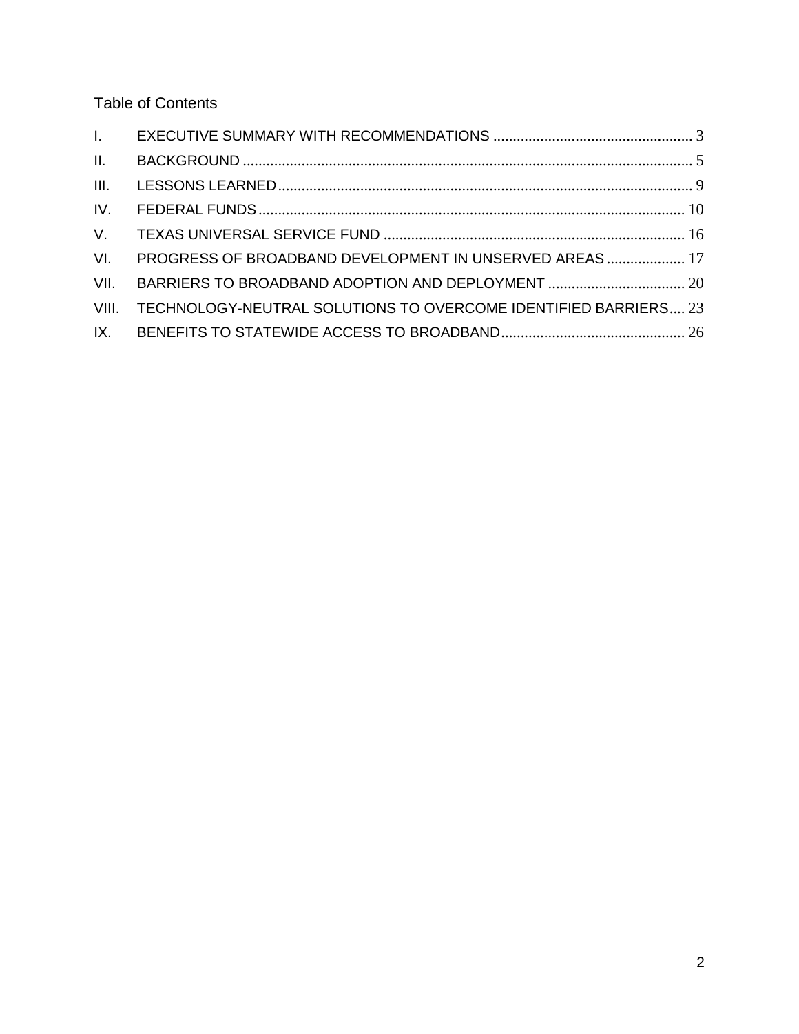## Table of Contents

| | | |
|---|---|---|
| I. | EXECUTIVE SUMMARY WITH RECOMMENDATIONS | 3 |
| II. | BACKGROUND | 5 |
| III. | LESSONS LEARNED | 9 |
| IV. | FEDERAL FUNDS | 10 |
| V. | TEXAS UNIVERSAL SERVICE FUND | 16 |
| VI. | PROGRESS OF BROADBAND DEVELOPMENT IN UNSERVED AREAS | 17 |
| VII. | BARRIERS TO BROADBAND ADOPTION AND DEPLOYMENT | 20 |
| VIII. | TECHNOLOGY-NEUTRAL SOLUTIONS TO OVERCOME IDENTIFIED BARRIERS | 23 |
| IX. | BENEFITS TO STATEWIDE ACCESS TO BROADBAND | 26 |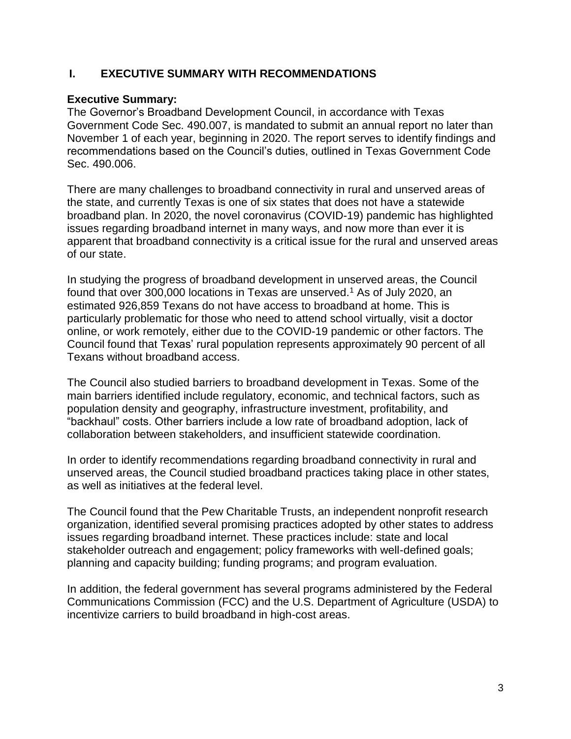## I. EXECUTIVE SUMMARY WITH RECOMMENDATIONS

**Executive Summary:**
The Governor's Broadband Development Council, in accordance with Texas Government Code Sec. 490.007, is mandated to submit an annual report no later than November 1 of each year, beginning in 2020. The report serves to identify findings and recommendations based on the Council's duties, outlined in Texas Government Code Sec. 490.006.

There are many challenges to broadband connectivity in rural and unserved areas of the state, and currently Texas is one of six states that does not have a statewide broadband plan. In 2020, the novel coronavirus (COVID-19) pandemic has highlighted issues regarding broadband internet in many ways, and now more than ever it is apparent that broadband connectivity is a critical issue for the rural and unserved areas of our state.

In studying the progress of broadband development in unserved areas, the Council found that over 300,000 locations in Texas are unserved.[1] As of July 2020, an estimated 926,859 Texans do not have access to broadband at home. This is particularly problematic for those who need to attend school virtually, visit a doctor online, or work remotely, either due to the COVID-19 pandemic or other factors. The Council found that Texas' rural population represents approximately 90 percent of all Texans without broadband access.

The Council also studied barriers to broadband development in Texas. Some of the main barriers identified include regulatory, economic, and technical factors, such as population density and geography, infrastructure investment, profitability, and "backhaul" costs. Other barriers include a low rate of broadband adoption, lack of collaboration between stakeholders, and insufficient statewide coordination.

In order to identify recommendations regarding broadband connectivity in rural and unserved areas, the Council studied broadband practices taking place in other states, as well as initiatives at the federal level.

The Council found that the Pew Charitable Trusts, an independent nonprofit research organization, identified several promising practices adopted by other states to address issues regarding broadband internet. These practices include: state and local stakeholder outreach and engagement; policy frameworks with well-defined goals; planning and capacity building; funding programs; and program evaluation.

In addition, the federal government has several programs administered by the Federal Communications Commission (FCC) and the U.S. Department of Agriculture (USDA) to incentivize carriers to build broadband in high-cost areas.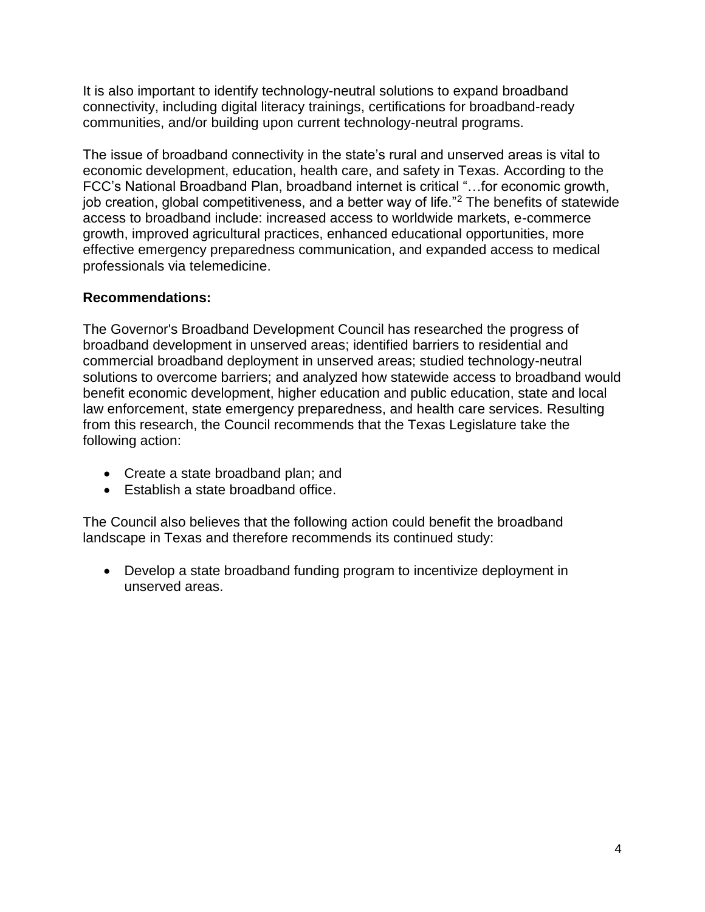It is also important to identify technology-neutral solutions to expand broadband connectivity, including digital literacy trainings, certifications for broadband-ready communities, and/or building upon current technology-neutral programs.

The issue of broadband connectivity in the state's rural and unserved areas is vital to economic development, education, health care, and safety in Texas. According to the FCC's National Broadband Plan, broadband internet is critical "…for economic growth, job creation, global competitiveness, and a better way of life."[2] The benefits of statewide access to broadband include: increased access to worldwide markets, e-commerce growth, improved agricultural practices, enhanced educational opportunities, more effective emergency preparedness communication, and expanded access to medical professionals via telemedicine.

**Recommendations:**

The Governor's Broadband Development Council has researched the progress of broadband development in unserved areas; identified barriers to residential and commercial broadband deployment in unserved areas; studied technology-neutral solutions to overcome barriers; and analyzed how statewide access to broadband would benefit economic development, higher education and public education, state and local law enforcement, state emergency preparedness, and health care services. Resulting from this research, the Council recommends that the Texas Legislature take the following action:

- Create a state broadband plan; and
- Establish a state broadband office.

The Council also believes that the following action could benefit the broadband landscape in Texas and therefore recommends its continued study:

- Develop a state broadband funding program to incentivize deployment in unserved areas.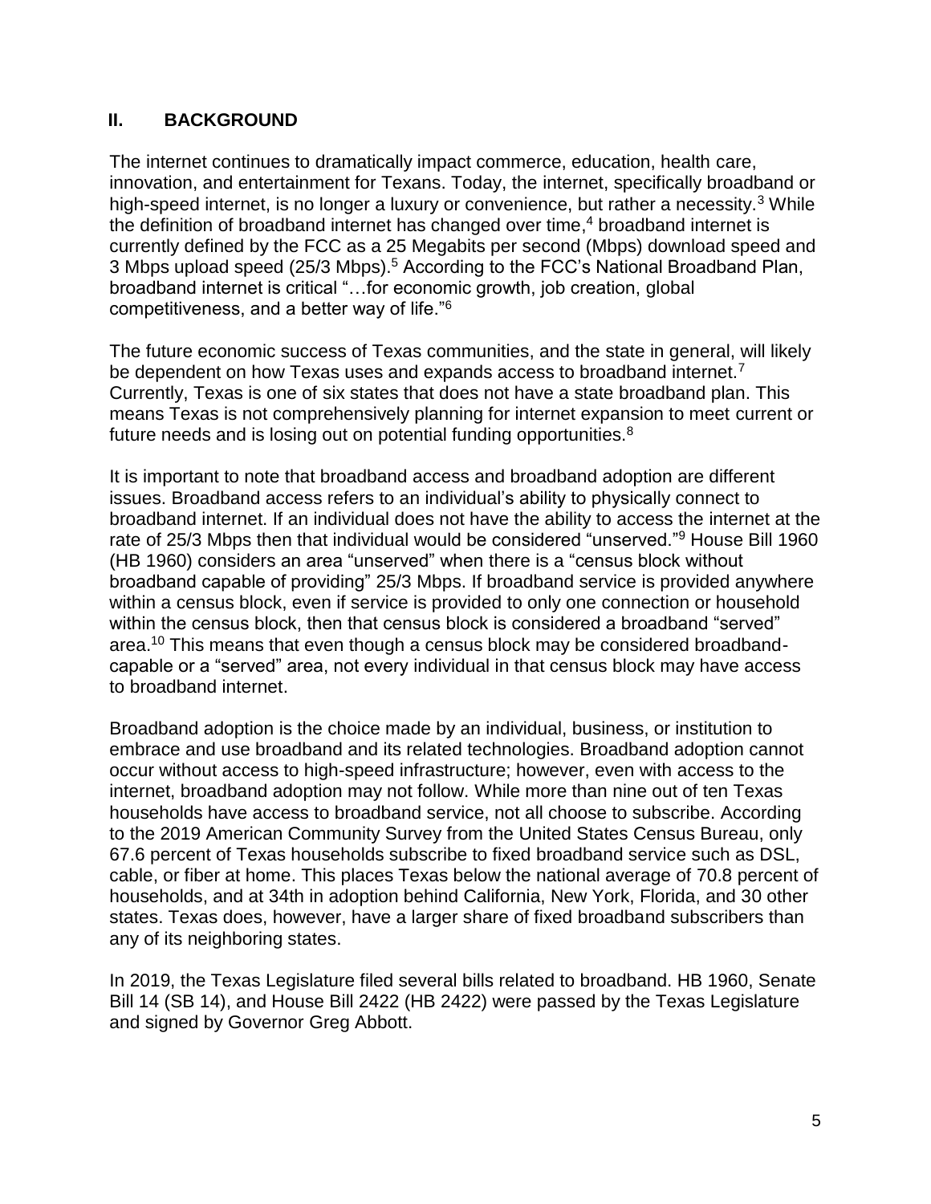## II. BACKGROUND

The internet continues to dramatically impact commerce, education, health care, innovation, and entertainment for Texans. Today, the internet, specifically broadband or high-speed internet, is no longer a luxury or convenience, but rather a necessity.[3] While the definition of broadband internet has changed over time,[4] broadband internet is currently defined by the FCC as a 25 Megabits per second (Mbps) download speed and 3 Mbps upload speed (25/3 Mbps).[5] According to the FCC's National Broadband Plan, broadband internet is critical "…for economic growth, job creation, global competitiveness, and a better way of life."[6]

The future economic success of Texas communities, and the state in general, will likely be dependent on how Texas uses and expands access to broadband internet.[7] Currently, Texas is one of six states that does not have a state broadband plan. This means Texas is not comprehensively planning for internet expansion to meet current or future needs and is losing out on potential funding opportunities.[8]

It is important to note that broadband access and broadband adoption are different issues. Broadband access refers to an individual's ability to physically connect to broadband internet. If an individual does not have the ability to access the internet at the rate of 25/3 Mbps then that individual would be considered "unserved."[9] House Bill 1960 (HB 1960) considers an area "unserved" when there is a "census block without broadband capable of providing" 25/3 Mbps. If broadband service is provided anywhere within a census block, even if service is provided to only one connection or household within the census block, then that census block is considered a broadband "served" area.[10] This means that even though a census block may be considered broadband-capable or a "served" area, not every individual in that census block may have access to broadband internet.

Broadband adoption is the choice made by an individual, business, or institution to embrace and use broadband and its related technologies. Broadband adoption cannot occur without access to high-speed infrastructure; however, even with access to the internet, broadband adoption may not follow. While more than nine out of ten Texas households have access to broadband service, not all choose to subscribe. According to the 2019 American Community Survey from the United States Census Bureau, only 67.6 percent of Texas households subscribe to fixed broadband service such as DSL, cable, or fiber at home. This places Texas below the national average of 70.8 percent of households, and at 34th in adoption behind California, New York, Florida, and 30 other states. Texas does, however, have a larger share of fixed broadband subscribers than any of its neighboring states.

In 2019, the Texas Legislature filed several bills related to broadband. HB 1960, Senate Bill 14 (SB 14), and House Bill 2422 (HB 2422) were passed by the Texas Legislature and signed by Governor Greg Abbott.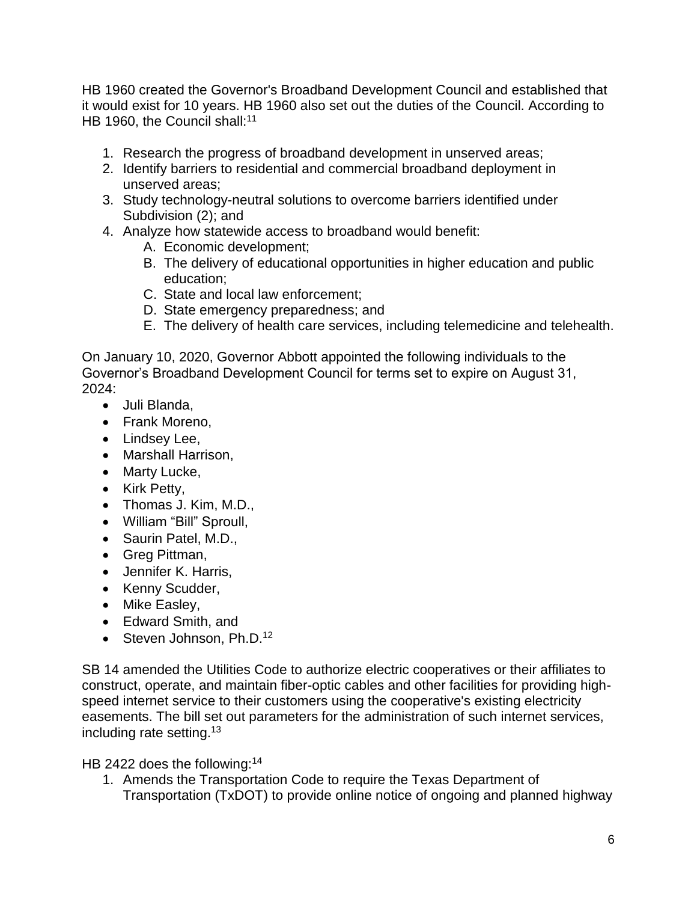HB 1960 created the Governor's Broadband Development Council and established that it would exist for 10 years. HB 1960 also set out the duties of the Council. According to HB 1960, the Council shall:[11]

1. Research the progress of broadband development in unserved areas;
2. Identify barriers to residential and commercial broadband deployment in unserved areas;
3. Study technology-neutral solutions to overcome barriers identified under Subdivision (2); and
4. Analyze how statewide access to broadband would benefit:
   A. Economic development;
   B. The delivery of educational opportunities in higher education and public education;
   C. State and local law enforcement;
   D. State emergency preparedness; and
   E. The delivery of health care services, including telemedicine and telehealth.

On January 10, 2020, Governor Abbott appointed the following individuals to the Governor's Broadband Development Council for terms set to expire on August 31, 2024:

- Juli Blanda,
- Frank Moreno,
- Lindsey Lee,
- Marshall Harrison,
- Marty Lucke,
- Kirk Petty,
- Thomas J. Kim, M.D.,
- William "Bill" Sproull,
- Saurin Patel, M.D.,
- Greg Pittman,
- Jennifer K. Harris,
- Kenny Scudder,
- Mike Easley,
- Edward Smith, and
- Steven Johnson, Ph.D.[12]

SB 14 amended the Utilities Code to authorize electric cooperatives or their affiliates to construct, operate, and maintain fiber-optic cables and other facilities for providing high-speed internet service to their customers using the cooperative's existing electricity easements. The bill set out parameters for the administration of such internet services, including rate setting.[13]

HB 2422 does the following:[14]

1. Amends the Transportation Code to require the Texas Department of Transportation (TxDOT) to provide online notice of ongoing and planned highway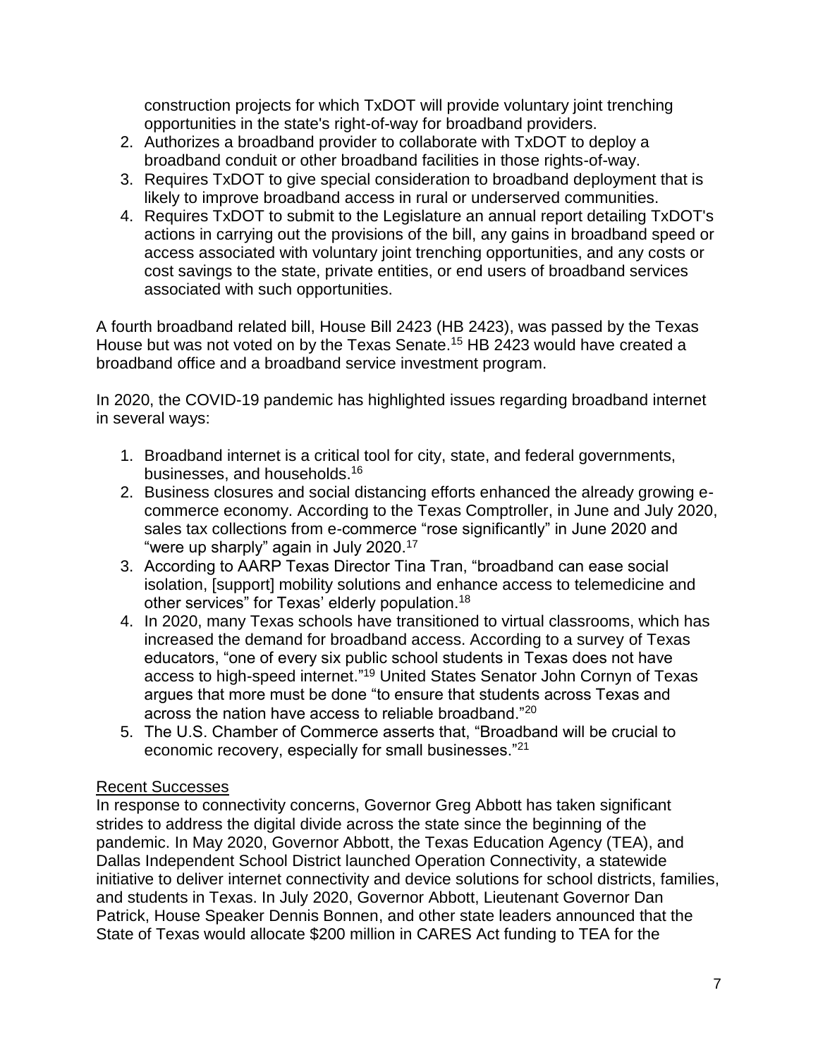construction projects for which TxDOT will provide voluntary joint trenching opportunities in the state's right-of-way for broadband providers.

2. Authorizes a broadband provider to collaborate with TxDOT to deploy a broadband conduit or other broadband facilities in those rights-of-way.
3. Requires TxDOT to give special consideration to broadband deployment that is likely to improve broadband access in rural or underserved communities.
4. Requires TxDOT to submit to the Legislature an annual report detailing TxDOT's actions in carrying out the provisions of the bill, any gains in broadband speed or access associated with voluntary joint trenching opportunities, and any costs or cost savings to the state, private entities, or end users of broadband services associated with such opportunities.

A fourth broadband related bill, House Bill 2423 (HB 2423), was passed by the Texas House but was not voted on by the Texas Senate.[15] HB 2423 would have created a broadband office and a broadband service investment program.

In 2020, the COVID-19 pandemic has highlighted issues regarding broadband internet in several ways:

1. Broadband internet is a critical tool for city, state, and federal governments, businesses, and households.[16]
2. Business closures and social distancing efforts enhanced the already growing e-commerce economy. According to the Texas Comptroller, in June and July 2020, sales tax collections from e-commerce "rose significantly" in June 2020 and "were up sharply" again in July 2020.[17]
3. According to AARP Texas Director Tina Tran, "broadband can ease social isolation, [support] mobility solutions and enhance access to telemedicine and other services" for Texas' elderly population.[18]
4. In 2020, many Texas schools have transitioned to virtual classrooms, which has increased the demand for broadband access. According to a survey of Texas educators, "one of every six public school students in Texas does not have access to high-speed internet."[19] United States Senator John Cornyn of Texas argues that more must be done "to ensure that students across Texas and across the nation have access to reliable broadband."[20]
5. The U.S. Chamber of Commerce asserts that, "Broadband will be crucial to economic recovery, especially for small businesses."[21]

<u>Recent Successes</u>

In response to connectivity concerns, Governor Greg Abbott has taken significant strides to address the digital divide across the state since the beginning of the pandemic. In May 2020, Governor Abbott, the Texas Education Agency (TEA), and Dallas Independent School District launched Operation Connectivity, a statewide initiative to deliver internet connectivity and device solutions for school districts, families, and students in Texas. In July 2020, Governor Abbott, Lieutenant Governor Dan Patrick, House Speaker Dennis Bonnen, and other state leaders announced that the State of Texas would allocate $200 million in CARES Act funding to TEA for the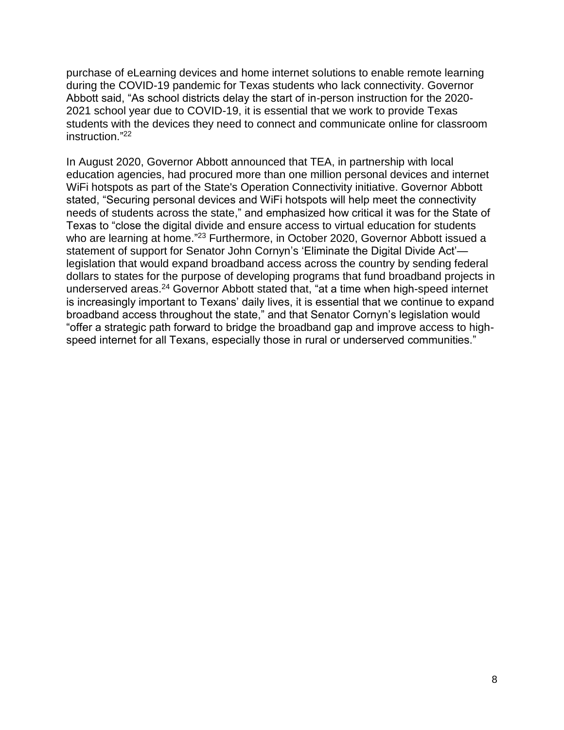purchase of eLearning devices and home internet solutions to enable remote learning during the COVID-19 pandemic for Texas students who lack connectivity. Governor Abbott said, "As school districts delay the start of in-person instruction for the 2020-2021 school year due to COVID-19, it is essential that we work to provide Texas students with the devices they need to connect and communicate online for classroom instruction."[22]

In August 2020, Governor Abbott announced that TEA, in partnership with local education agencies, had procured more than one million personal devices and internet WiFi hotspots as part of the State's Operation Connectivity initiative. Governor Abbott stated, "Securing personal devices and WiFi hotspots will help meet the connectivity needs of students across the state," and emphasized how critical it was for the State of Texas to "close the digital divide and ensure access to virtual education for students who are learning at home."[23] Furthermore, in October 2020, Governor Abbott issued a statement of support for Senator John Cornyn's 'Eliminate the Digital Divide Act'—legislation that would expand broadband access across the country by sending federal dollars to states for the purpose of developing programs that fund broadband projects in underserved areas.[24] Governor Abbott stated that, "at a time when high-speed internet is increasingly important to Texans' daily lives, it is essential that we continue to expand broadband access throughout the state," and that Senator Cornyn's legislation would "offer a strategic path forward to bridge the broadband gap and improve access to high-speed internet for all Texans, especially those in rural or underserved communities."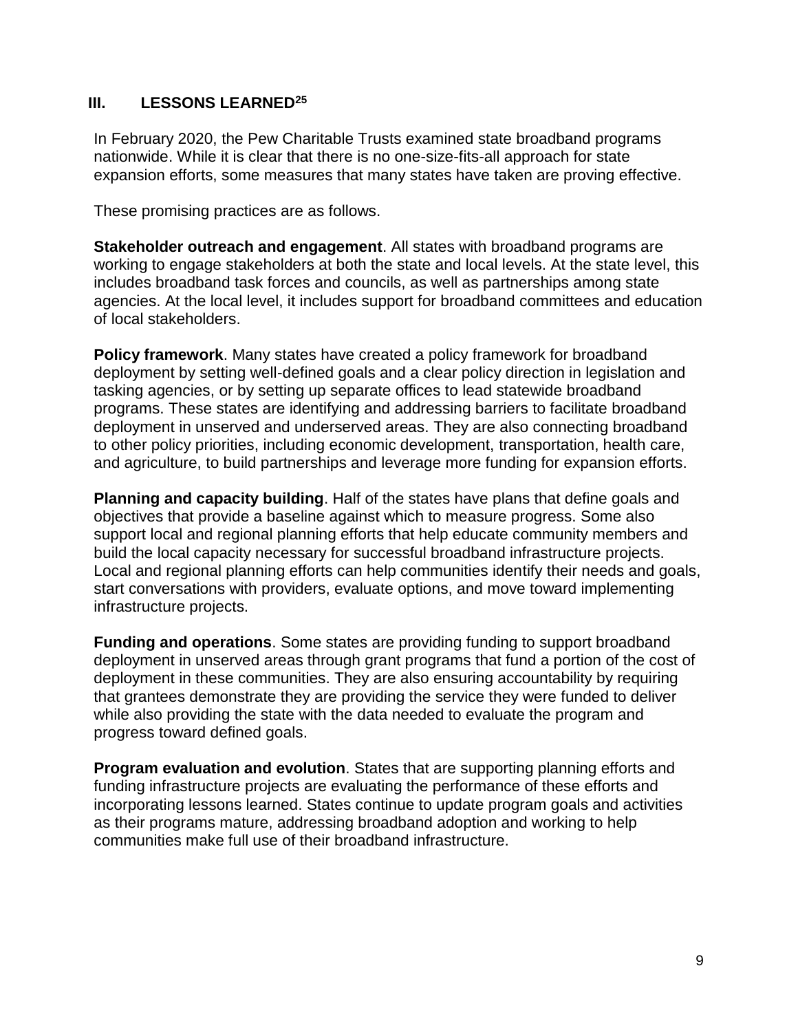## III. LESSONS LEARNED[25]

In February 2020, the Pew Charitable Trusts examined state broadband programs nationwide. While it is clear that there is no one-size-fits-all approach for state expansion efforts, some measures that many states have taken are proving effective.

These promising practices are as follows.

**Stakeholder outreach and engagement**. All states with broadband programs are working to engage stakeholders at both the state and local levels. At the state level, this includes broadband task forces and councils, as well as partnerships among state agencies. At the local level, it includes support for broadband committees and education of local stakeholders.

**Policy framework**. Many states have created a policy framework for broadband deployment by setting well-defined goals and a clear policy direction in legislation and tasking agencies, or by setting up separate offices to lead statewide broadband programs. These states are identifying and addressing barriers to facilitate broadband deployment in unserved and underserved areas. They are also connecting broadband to other policy priorities, including economic development, transportation, health care, and agriculture, to build partnerships and leverage more funding for expansion efforts.

**Planning and capacity building**. Half of the states have plans that define goals and objectives that provide a baseline against which to measure progress. Some also support local and regional planning efforts that help educate community members and build the local capacity necessary for successful broadband infrastructure projects. Local and regional planning efforts can help communities identify their needs and goals, start conversations with providers, evaluate options, and move toward implementing infrastructure projects.

**Funding and operations**. Some states are providing funding to support broadband deployment in unserved areas through grant programs that fund a portion of the cost of deployment in these communities. They are also ensuring accountability by requiring that grantees demonstrate they are providing the service they were funded to deliver while also providing the state with the data needed to evaluate the program and progress toward defined goals.

**Program evaluation and evolution**. States that are supporting planning efforts and funding infrastructure projects are evaluating the performance of these efforts and incorporating lessons learned. States continue to update program goals and activities as their programs mature, addressing broadband adoption and working to help communities make full use of their broadband infrastructure.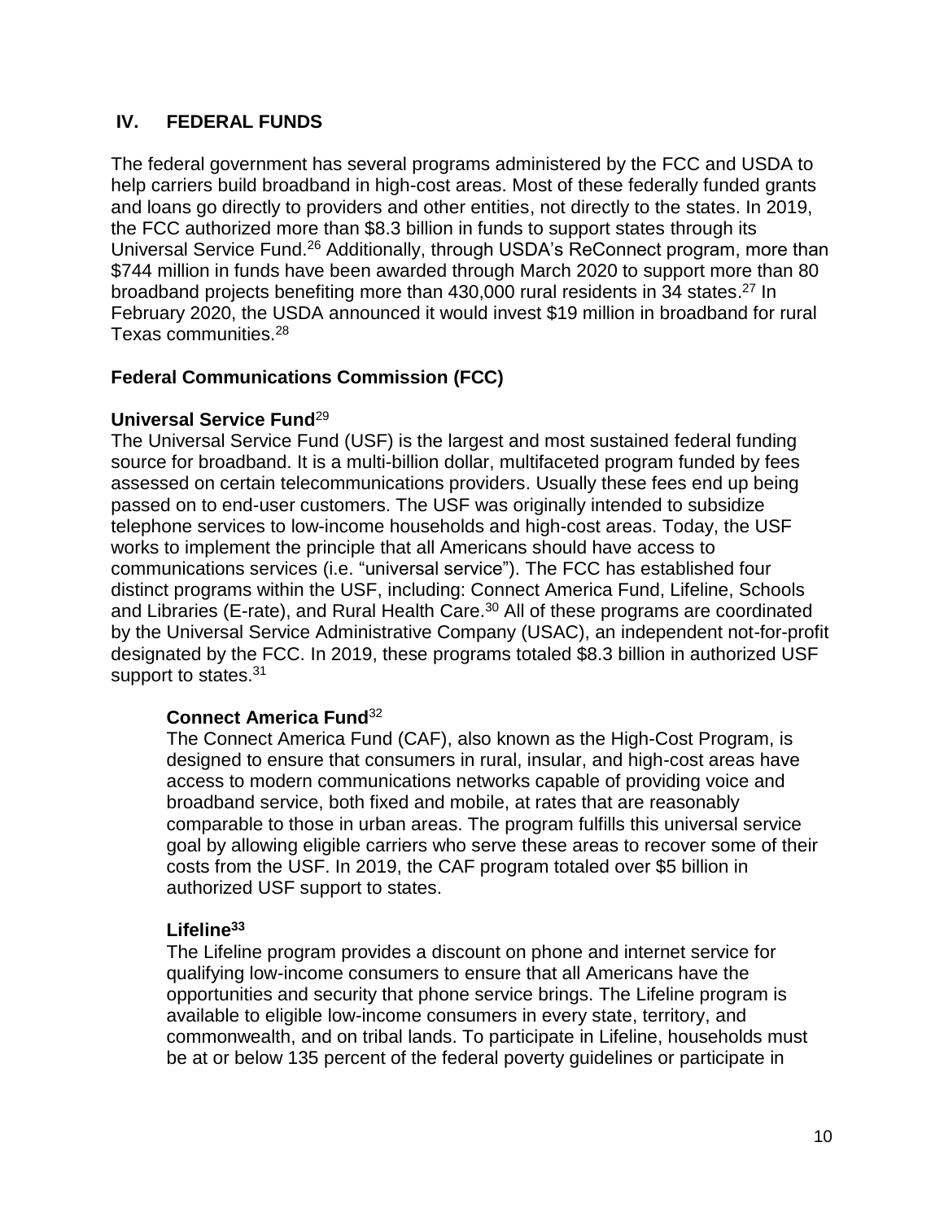## IV. FEDERAL FUNDS

The federal government has several programs administered by the FCC and USDA to help carriers build broadband in high-cost areas. Most of these federally funded grants and loans go directly to providers and other entities, not directly to the states. In 2019, the FCC authorized more than $8.3 billion in funds to support states through its Universal Service Fund.[26] Additionally, through USDA's ReConnect program, more than $744 million in funds have been awarded through March 2020 to support more than 80 broadband projects benefiting more than 430,000 rural residents in 34 states.[27] In February 2020, the USDA announced it would invest $19 million in broadband for rural Texas communities.[28]

### Federal Communications Commission (FCC)

#### Universal Service Fund[29]

The Universal Service Fund (USF) is the largest and most sustained federal funding source for broadband. It is a multi-billion dollar, multifaceted program funded by fees assessed on certain telecommunications providers. Usually these fees end up being passed on to end-user customers. The USF was originally intended to subsidize telephone services to low-income households and high-cost areas. Today, the USF works to implement the principle that all Americans should have access to communications services (i.e. "universal service"). The FCC has established four distinct programs within the USF, including: Connect America Fund, Lifeline, Schools and Libraries (E-rate), and Rural Health Care.[30] All of these programs are coordinated by the Universal Service Administrative Company (USAC), an independent not-for-profit designated by the FCC. In 2019, these programs totaled $8.3 billion in authorized USF support to states.[31]

**Connect America Fund**[32]

The Connect America Fund (CAF), also known as the High-Cost Program, is designed to ensure that consumers in rural, insular, and high-cost areas have access to modern communications networks capable of providing voice and broadband service, both fixed and mobile, at rates that are reasonably comparable to those in urban areas. The program fulfills this universal service goal by allowing eligible carriers who serve these areas to recover some of their costs from the USF. In 2019, the CAF program totaled over $5 billion in authorized USF support to states.

**Lifeline**[33]

The Lifeline program provides a discount on phone and internet service for qualifying low-income consumers to ensure that all Americans have the opportunities and security that phone service brings. The Lifeline program is available to eligible low-income consumers in every state, territory, and commonwealth, and on tribal lands. To participate in Lifeline, households must be at or below 135 percent of the federal poverty guidelines or participate in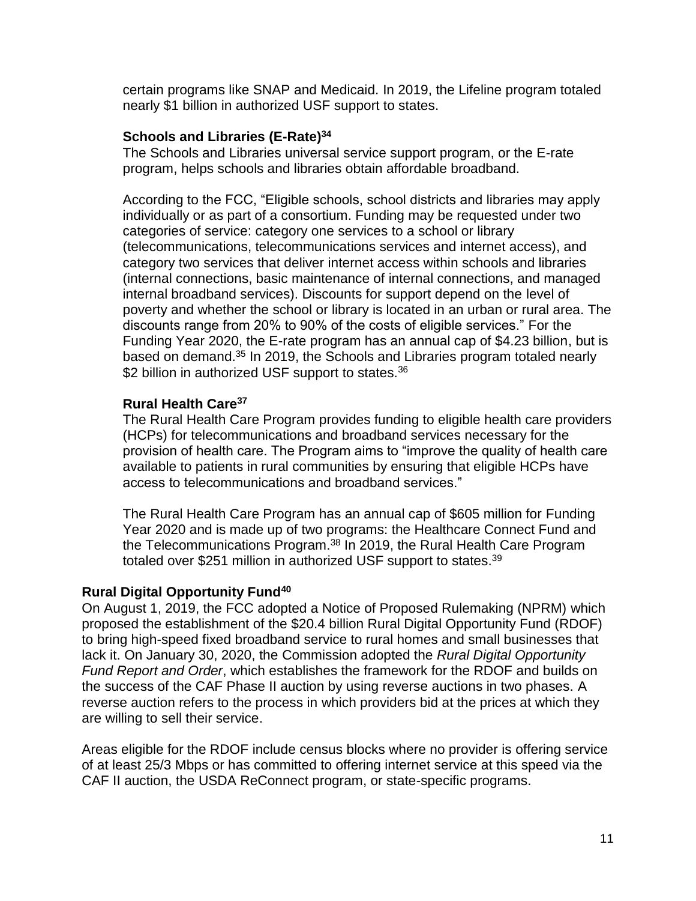certain programs like SNAP and Medicaid. In 2019, the Lifeline program totaled nearly $1 billion in authorized USF support to states.

### Schools and Libraries (E-Rate)[34]

The Schools and Libraries universal service support program, or the E-rate program, helps schools and libraries obtain affordable broadband.

According to the FCC, "Eligible schools, school districts and libraries may apply individually or as part of a consortium. Funding may be requested under two categories of service: category one services to a school or library (telecommunications, telecommunications services and internet access), and category two services that deliver internet access within schools and libraries (internal connections, basic maintenance of internal connections, and managed internal broadband services). Discounts for support depend on the level of poverty and whether the school or library is located in an urban or rural area. The discounts range from 20% to 90% of the costs of eligible services." For the Funding Year 2020, the E-rate program has an annual cap of $4.23 billion, but is based on demand.[35] In 2019, the Schools and Libraries program totaled nearly $2 billion in authorized USF support to states.[36]

### Rural Health Care[37]

The Rural Health Care Program provides funding to eligible health care providers (HCPs) for telecommunications and broadband services necessary for the provision of health care. The Program aims to "improve the quality of health care available to patients in rural communities by ensuring that eligible HCPs have access to telecommunications and broadband services."

The Rural Health Care Program has an annual cap of $605 million for Funding Year 2020 and is made up of two programs: the Healthcare Connect Fund and the Telecommunications Program.[38] In 2019, the Rural Health Care Program totaled over $251 million in authorized USF support to states.[39]

## Rural Digital Opportunity Fund[40]

On August 1, 2019, the FCC adopted a Notice of Proposed Rulemaking (NPRM) which proposed the establishment of the $20.4 billion Rural Digital Opportunity Fund (RDOF) to bring high-speed fixed broadband service to rural homes and small businesses that lack it. On January 30, 2020, the Commission adopted the *Rural Digital Opportunity Fund Report and Order*, which establishes the framework for the RDOF and builds on the success of the CAF Phase II auction by using reverse auctions in two phases. A reverse auction refers to the process in which providers bid at the prices at which they are willing to sell their service.

Areas eligible for the RDOF include census blocks where no provider is offering service of at least 25/3 Mbps or has committed to offering internet service at this speed via the CAF II auction, the USDA ReConnect program, or state-specific programs.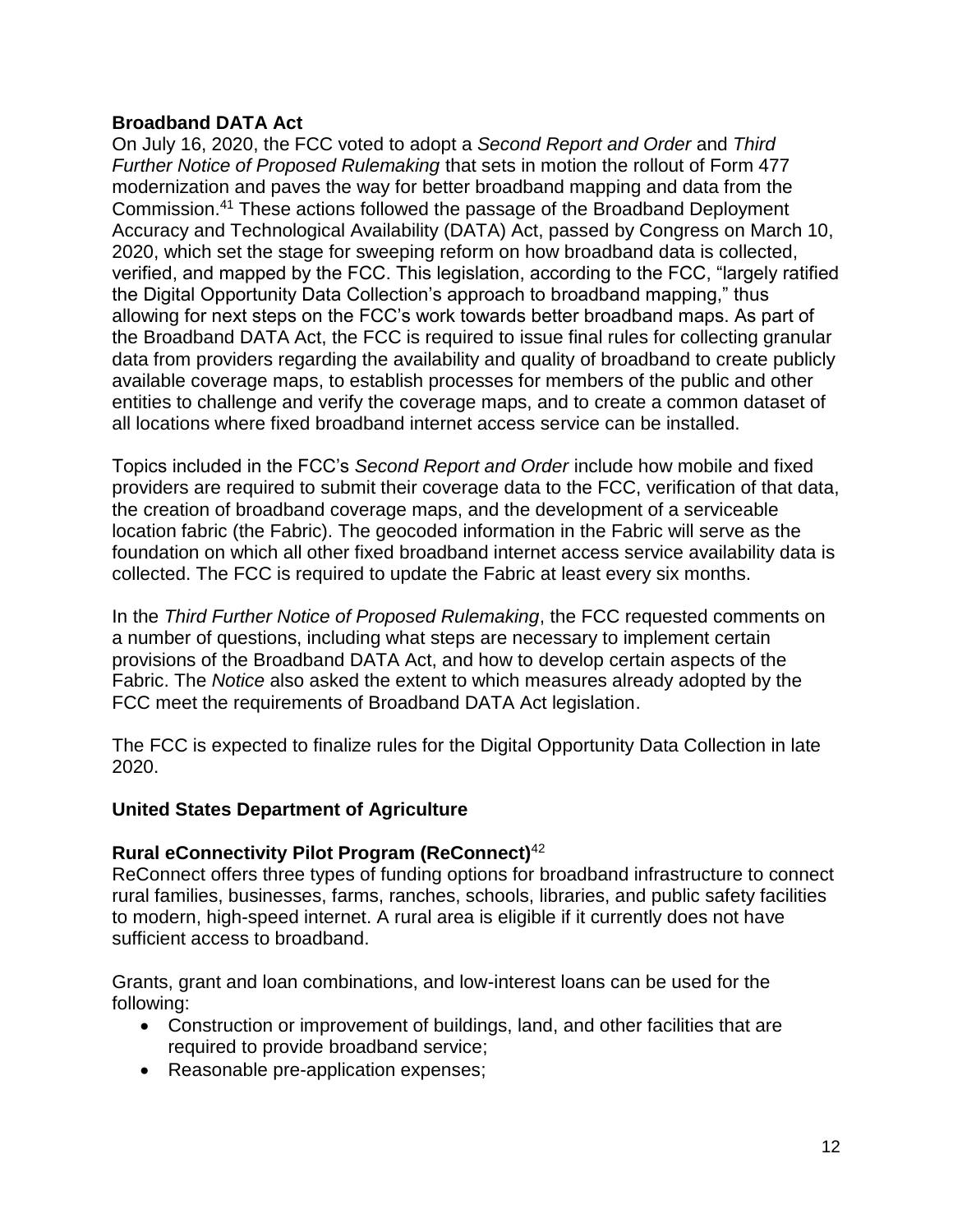**Broadband DATA Act**

On July 16, 2020, the FCC voted to adopt a *Second Report and Order* and *Third Further Notice of Proposed Rulemaking* that sets in motion the rollout of Form 477 modernization and paves the way for better broadband mapping and data from the Commission.[41] These actions followed the passage of the Broadband Deployment Accuracy and Technological Availability (DATA) Act, passed by Congress on March 10, 2020, which set the stage for sweeping reform on how broadband data is collected, verified, and mapped by the FCC. This legislation, according to the FCC, "largely ratified the Digital Opportunity Data Collection's approach to broadband mapping," thus allowing for next steps on the FCC's work towards better broadband maps. As part of the Broadband DATA Act, the FCC is required to issue final rules for collecting granular data from providers regarding the availability and quality of broadband to create publicly available coverage maps, to establish processes for members of the public and other entities to challenge and verify the coverage maps, and to create a common dataset of all locations where fixed broadband internet access service can be installed.

Topics included in the FCC's *Second Report and Order* include how mobile and fixed providers are required to submit their coverage data to the FCC, verification of that data, the creation of broadband coverage maps, and the development of a serviceable location fabric (the Fabric). The geocoded information in the Fabric will serve as the foundation on which all other fixed broadband internet access service availability data is collected. The FCC is required to update the Fabric at least every six months.

In the *Third Further Notice of Proposed Rulemaking*, the FCC requested comments on a number of questions, including what steps are necessary to implement certain provisions of the Broadband DATA Act, and how to develop certain aspects of the Fabric. The *Notice* also asked the extent to which measures already adopted by the FCC meet the requirements of Broadband DATA Act legislation.

The FCC is expected to finalize rules for the Digital Opportunity Data Collection in late 2020.

**United States Department of Agriculture**

**Rural eConnectivity Pilot Program (ReConnect)**[42]

ReConnect offers three types of funding options for broadband infrastructure to connect rural families, businesses, farms, ranches, schools, libraries, and public safety facilities to modern, high-speed internet. A rural area is eligible if it currently does not have sufficient access to broadband.

Grants, grant and loan combinations, and low-interest loans can be used for the following:

- Construction or improvement of buildings, land, and other facilities that are required to provide broadband service;
- Reasonable pre-application expenses;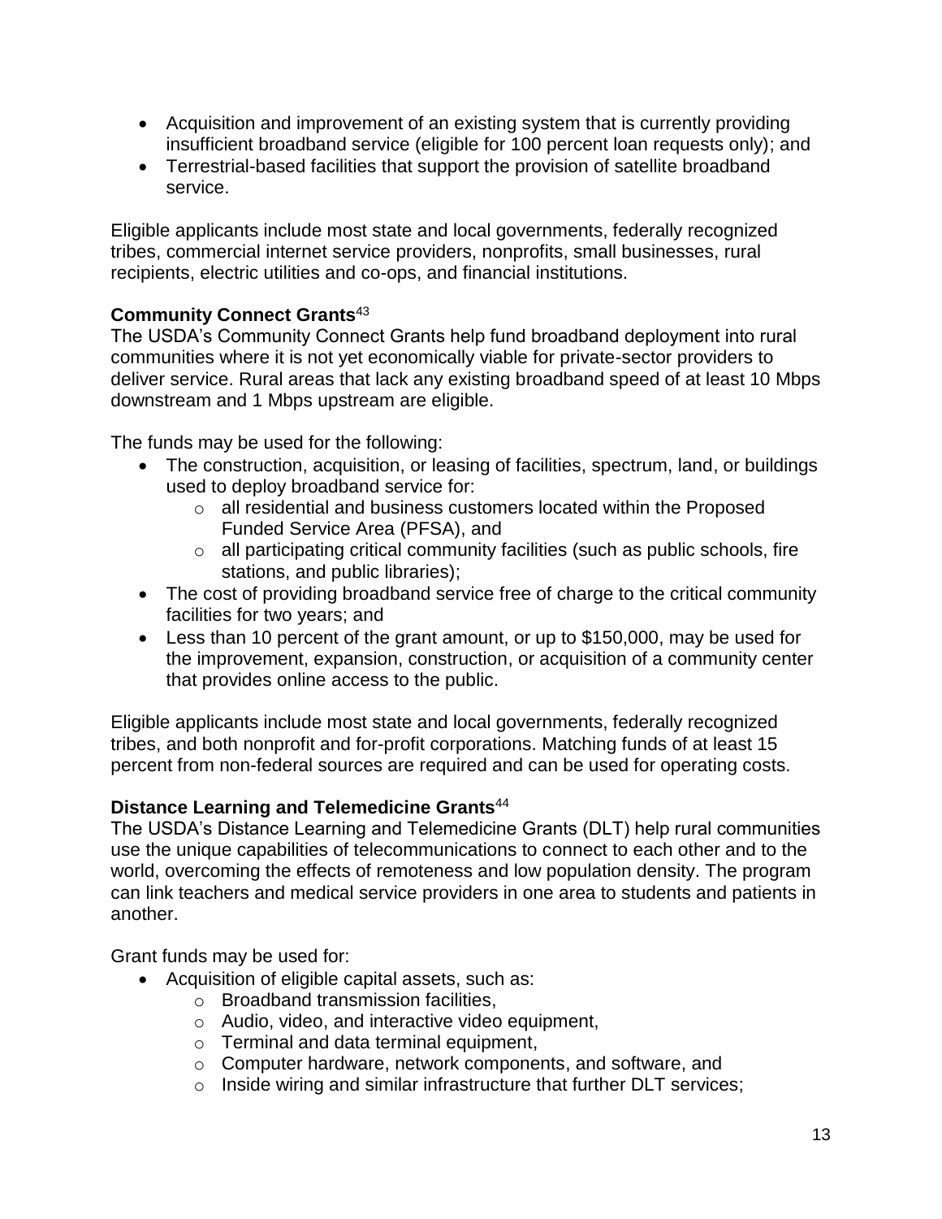- Acquisition and improvement of an existing system that is currently providing insufficient broadband service (eligible for 100 percent loan requests only); and
- Terrestrial-based facilities that support the provision of satellite broadband service.

Eligible applicants include most state and local governments, federally recognized tribes, commercial internet service providers, nonprofits, small businesses, rural recipients, electric utilities and co-ops, and financial institutions.

**Community Connect Grants**[43]

The USDA's Community Connect Grants help fund broadband deployment into rural communities where it is not yet economically viable for private-sector providers to deliver service. Rural areas that lack any existing broadband speed of at least 10 Mbps downstream and 1 Mbps upstream are eligible.

The funds may be used for the following:

- The construction, acquisition, or leasing of facilities, spectrum, land, or buildings used to deploy broadband service for:
  - all residential and business customers located within the Proposed Funded Service Area (PFSA), and
  - all participating critical community facilities (such as public schools, fire stations, and public libraries);
- The cost of providing broadband service free of charge to the critical community facilities for two years; and
- Less than 10 percent of the grant amount, or up to $150,000, may be used for the improvement, expansion, construction, or acquisition of a community center that provides online access to the public.

Eligible applicants include most state and local governments, federally recognized tribes, and both nonprofit and for-profit corporations. Matching funds of at least 15 percent from non-federal sources are required and can be used for operating costs.

**Distance Learning and Telemedicine Grants**[44]

The USDA's Distance Learning and Telemedicine Grants (DLT) help rural communities use the unique capabilities of telecommunications to connect to each other and to the world, overcoming the effects of remoteness and low population density. The program can link teachers and medical service providers in one area to students and patients in another.

Grant funds may be used for:

- Acquisition of eligible capital assets, such as:
  - Broadband transmission facilities,
  - Audio, video, and interactive video equipment,
  - Terminal and data terminal equipment,
  - Computer hardware, network components, and software, and
  - Inside wiring and similar infrastructure that further DLT services;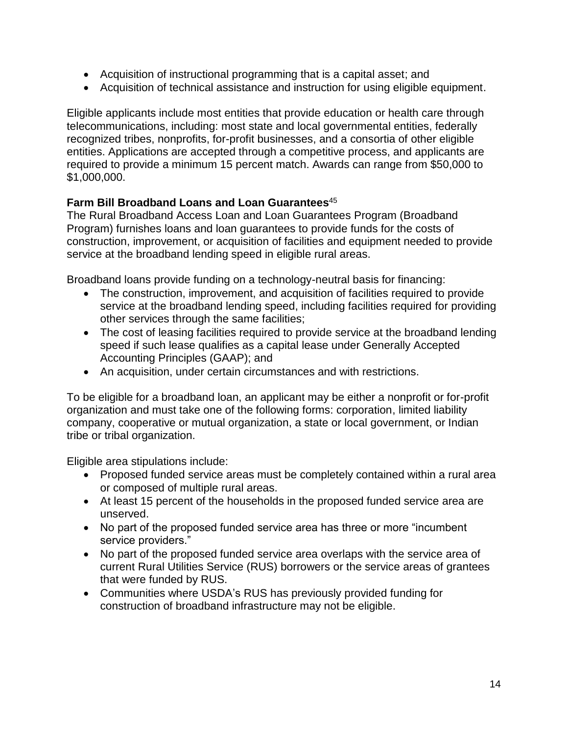- Acquisition of instructional programming that is a capital asset; and
- Acquisition of technical assistance and instruction for using eligible equipment.

Eligible applicants include most entities that provide education or health care through telecommunications, including: most state and local governmental entities, federally recognized tribes, nonprofits, for-profit businesses, and a consortia of other eligible entities. Applications are accepted through a competitive process, and applicants are required to provide a minimum 15 percent match. Awards can range from $50,000 to $1,000,000.

**Farm Bill Broadband Loans and Loan Guarantees**[45]

The Rural Broadband Access Loan and Loan Guarantees Program (Broadband Program) furnishes loans and loan guarantees to provide funds for the costs of construction, improvement, or acquisition of facilities and equipment needed to provide service at the broadband lending speed in eligible rural areas.

Broadband loans provide funding on a technology-neutral basis for financing:

- The construction, improvement, and acquisition of facilities required to provide service at the broadband lending speed, including facilities required for providing other services through the same facilities;
- The cost of leasing facilities required to provide service at the broadband lending speed if such lease qualifies as a capital lease under Generally Accepted Accounting Principles (GAAP); and
- An acquisition, under certain circumstances and with restrictions.

To be eligible for a broadband loan, an applicant may be either a nonprofit or for-profit organization and must take one of the following forms: corporation, limited liability company, cooperative or mutual organization, a state or local government, or Indian tribe or tribal organization.

Eligible area stipulations include:

- Proposed funded service areas must be completely contained within a rural area or composed of multiple rural areas.
- At least 15 percent of the households in the proposed funded service area are unserved.
- No part of the proposed funded service area has three or more "incumbent service providers."
- No part of the proposed funded service area overlaps with the service area of current Rural Utilities Service (RUS) borrowers or the service areas of grantees that were funded by RUS.
- Communities where USDA's RUS has previously provided funding for construction of broadband infrastructure may not be eligible.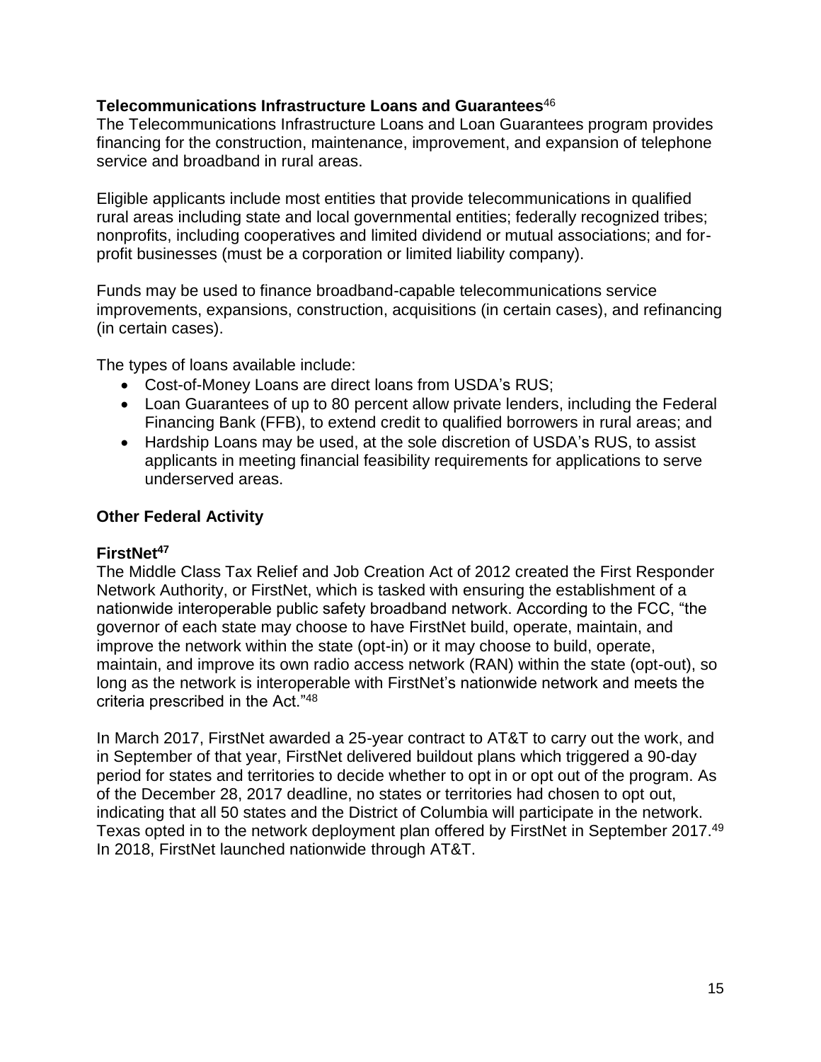### Telecommunications Infrastructure Loans and Guarantees[46]

The Telecommunications Infrastructure Loans and Loan Guarantees program provides financing for the construction, maintenance, improvement, and expansion of telephone service and broadband in rural areas.

Eligible applicants include most entities that provide telecommunications in qualified rural areas including state and local governmental entities; federally recognized tribes; nonprofits, including cooperatives and limited dividend or mutual associations; and for-profit businesses (must be a corporation or limited liability company).

Funds may be used to finance broadband-capable telecommunications service improvements, expansions, construction, acquisitions (in certain cases), and refinancing (in certain cases).

The types of loans available include:

- Cost-of-Money Loans are direct loans from USDA's RUS;
- Loan Guarantees of up to 80 percent allow private lenders, including the Federal Financing Bank (FFB), to extend credit to qualified borrowers in rural areas; and
- Hardship Loans may be used, at the sole discretion of USDA's RUS, to assist applicants in meeting financial feasibility requirements for applications to serve underserved areas.

## Other Federal Activity

### FirstNet[47]

The Middle Class Tax Relief and Job Creation Act of 2012 created the First Responder Network Authority, or FirstNet, which is tasked with ensuring the establishment of a nationwide interoperable public safety broadband network. According to the FCC, "the governor of each state may choose to have FirstNet build, operate, maintain, and improve the network within the state (opt-in) or it may choose to build, operate, maintain, and improve its own radio access network (RAN) within the state (opt-out), so long as the network is interoperable with FirstNet's nationwide network and meets the criteria prescribed in the Act."[48]

In March 2017, FirstNet awarded a 25-year contract to AT&T to carry out the work, and in September of that year, FirstNet delivered buildout plans which triggered a 90-day period for states and territories to decide whether to opt in or opt out of the program. As of the December 28, 2017 deadline, no states or territories had chosen to opt out, indicating that all 50 states and the District of Columbia will participate in the network. Texas opted in to the network deployment plan offered by FirstNet in September 2017.[49] In 2018, FirstNet launched nationwide through AT&T.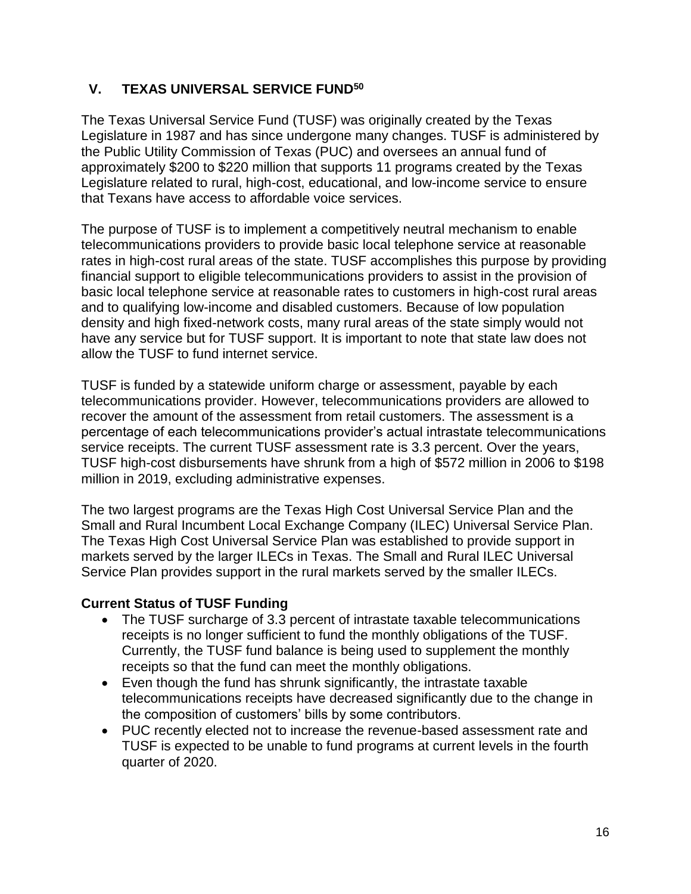## V. TEXAS UNIVERSAL SERVICE FUND[50]

The Texas Universal Service Fund (TUSF) was originally created by the Texas Legislature in 1987 and has since undergone many changes. TUSF is administered by the Public Utility Commission of Texas (PUC) and oversees an annual fund of approximately $200 to $220 million that supports 11 programs created by the Texas Legislature related to rural, high-cost, educational, and low-income service to ensure that Texans have access to affordable voice services.

The purpose of TUSF is to implement a competitively neutral mechanism to enable telecommunications providers to provide basic local telephone service at reasonable rates in high-cost rural areas of the state. TUSF accomplishes this purpose by providing financial support to eligible telecommunications providers to assist in the provision of basic local telephone service at reasonable rates to customers in high-cost rural areas and to qualifying low-income and disabled customers. Because of low population density and high fixed-network costs, many rural areas of the state simply would not have any service but for TUSF support. It is important to note that state law does not allow the TUSF to fund internet service.

TUSF is funded by a statewide uniform charge or assessment, payable by each telecommunications provider. However, telecommunications providers are allowed to recover the amount of the assessment from retail customers. The assessment is a percentage of each telecommunications provider's actual intrastate telecommunications service receipts. The current TUSF assessment rate is 3.3 percent. Over the years, TUSF high-cost disbursements have shrunk from a high of $572 million in 2006 to $198 million in 2019, excluding administrative expenses.

The two largest programs are the Texas High Cost Universal Service Plan and the Small and Rural Incumbent Local Exchange Company (ILEC) Universal Service Plan. The Texas High Cost Universal Service Plan was established to provide support in markets served by the larger ILECs in Texas. The Small and Rural ILEC Universal Service Plan provides support in the rural markets served by the smaller ILECs.

**Current Status of TUSF Funding**

- The TUSF surcharge of 3.3 percent of intrastate taxable telecommunications receipts is no longer sufficient to fund the monthly obligations of the TUSF. Currently, the TUSF fund balance is being used to supplement the monthly receipts so that the fund can meet the monthly obligations.
- Even though the fund has shrunk significantly, the intrastate taxable telecommunications receipts have decreased significantly due to the change in the composition of customers' bills by some contributors.
- PUC recently elected not to increase the revenue-based assessment rate and TUSF is expected to be unable to fund programs at current levels in the fourth quarter of 2020.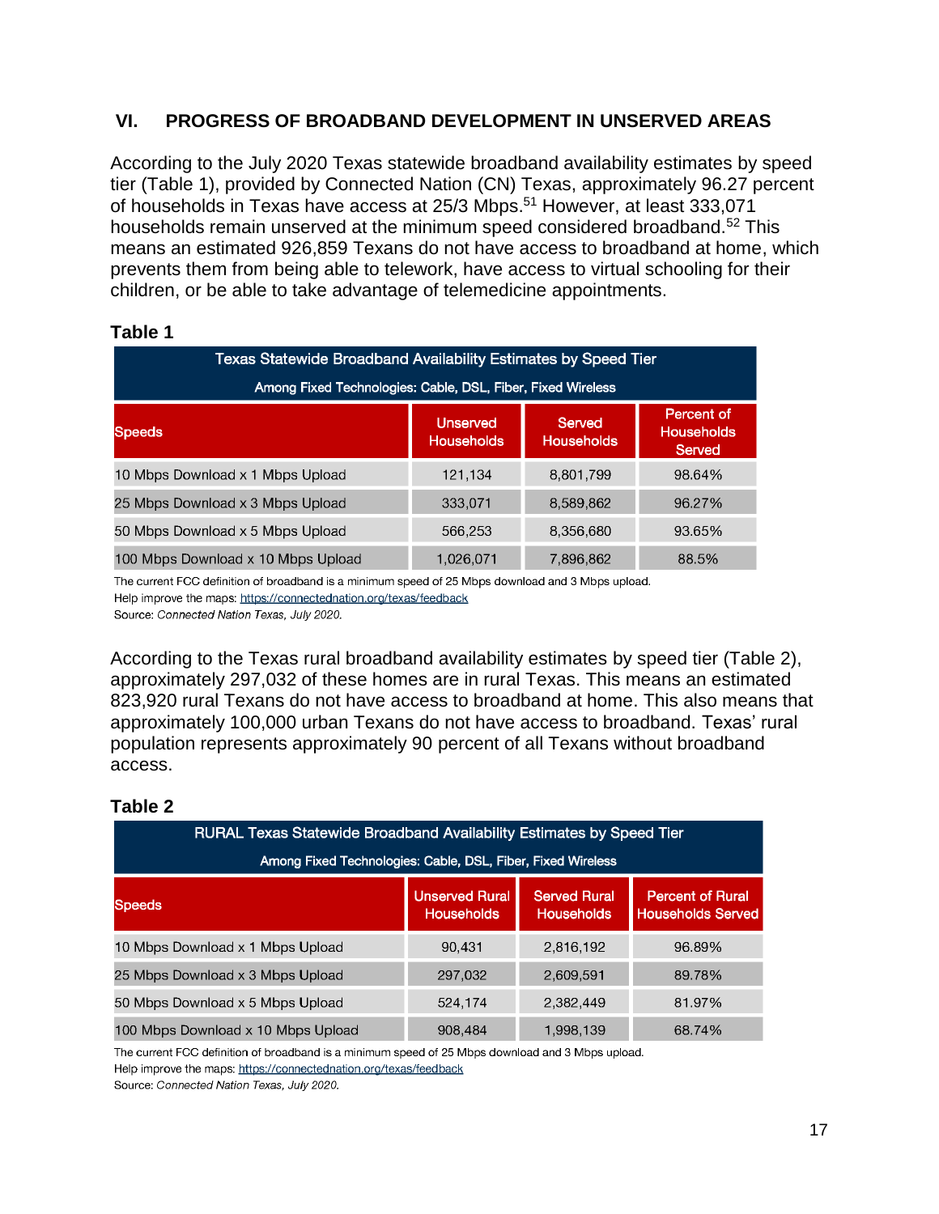## VI. PROGRESS OF BROADBAND DEVELOPMENT IN UNSERVED AREAS

According to the July 2020 Texas statewide broadband availability estimates by speed tier (Table 1), provided by Connected Nation (CN) Texas, approximately 96.27 percent of households in Texas have access at 25/3 Mbps.[51] However, at least 333,071 households remain unserved at the minimum speed considered broadband.[52] This means an estimated 926,859 Texans do not have access to broadband at home, which prevents them from being able to telework, have access to virtual schooling for their children, or be able to take advantage of telemedicine appointments.

**Table 1**

| Texas Statewide Broadband Availability Estimates by Speed Tier<br>Among Fixed Technologies: Cable, DSL, Fiber, Fixed Wireless | | | |
|---|---|---|---|
| Speeds | Unserved Households | Served Households | Percent of Households Served |
| 10 Mbps Download x 1 Mbps Upload | 121,134 | 8,801,799 | 98.64% |
| 25 Mbps Download x 3 Mbps Upload | 333,071 | 8,589,862 | 96.27% |
| 50 Mbps Download x 5 Mbps Upload | 566,253 | 8,356,680 | 93.65% |
| 100 Mbps Download x 10 Mbps Upload | 1,026,071 | 7,896,862 | 88.5% |

The current FCC definition of broadband is a minimum speed of 25 Mbps download and 3 Mbps upload.
Help improve the maps: https://connectednation.org/texas/feedback
Source: *Connected Nation Texas, July 2020.*

According to the Texas rural broadband availability estimates by speed tier (Table 2), approximately 297,032 of these homes are in rural Texas. This means an estimated 823,920 rural Texans do not have access to broadband at home. This also means that approximately 100,000 urban Texans do not have access to broadband. Texas' rural population represents approximately 90 percent of all Texans without broadband access.

**Table 2**

| RURAL Texas Statewide Broadband Availability Estimates by Speed Tier<br>Among Fixed Technologies: Cable, DSL, Fiber, Fixed Wireless | | | |
|---|---|---|---|
| Speeds | Unserved Rural Households | Served Rural Households | Percent of Rural Households Served |
| 10 Mbps Download x 1 Mbps Upload | 90,431 | 2,816,192 | 96.89% |
| 25 Mbps Download x 3 Mbps Upload | 297,032 | 2,609,591 | 89.78% |
| 50 Mbps Download x 5 Mbps Upload | 524,174 | 2,382,449 | 81.97% |
| 100 Mbps Download x 10 Mbps Upload | 908,484 | 1,998,139 | 68.74% |

The current FCC definition of broadband is a minimum speed of 25 Mbps download and 3 Mbps upload.
Help improve the maps: https://connectednation.org/texas/feedback
Source: *Connected Nation Texas, July 2020.*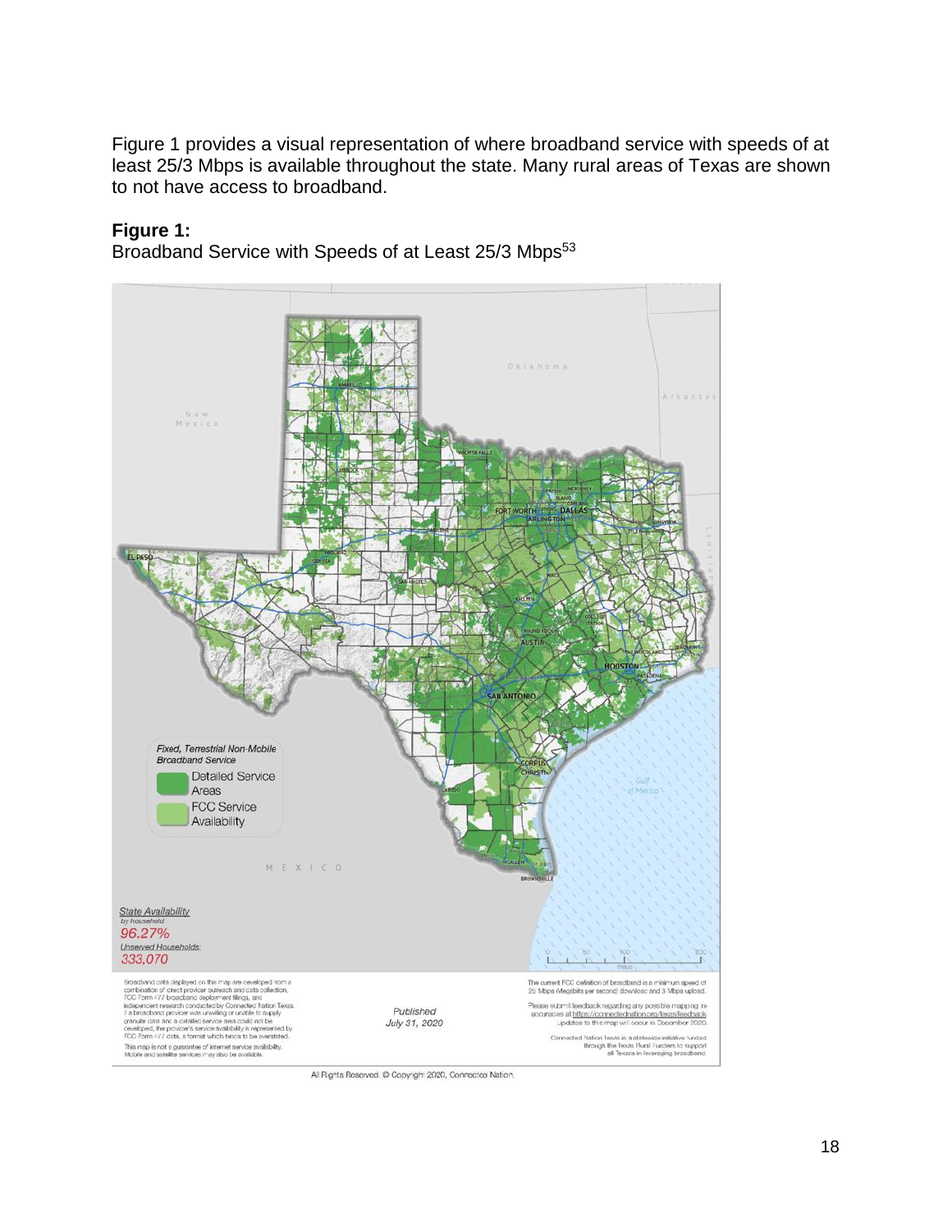Figure 1 provides a visual representation of where broadband service with speeds of at least 25/3 Mbps is available throughout the state. Many rural areas of Texas are shown to not have access to broadband.

**Figure 1:**
Broadband Service with Speeds of at Least 25/3 Mbps[53]

*Fixed, Terrestrial Non-Mobile Broadband Service*

- Detailed Service Areas
- FCC Service Availability

State Availability
*by household*
96.27%

Unserved Households:
333,070

Broadband data displayed on this map are developed from a combination of direct provider outreach and data collection, FCC Form 477 broadband deployment filings, and independent research conducted by Connected Nation Texas. If a broadband provider was unwilling or unable to supply granular data and a detailed service area could not be developed, the provider's service availability is represented by FCC Form 477 data, a format which tends to be overstated.

This map is not a guarantee of internet service availability. Mobile and satellite services may also be available.

*Published July 31, 2020*

The current FCC definition of broadband is a minimum speed of 25 Mbps (Megabits per second) download and 3 Mbps upload.

Please submit feedback regarding any possible mapping inaccuracies at https://connectednation.org/texas/feedback. Updates to this map will occur in December 2020.

Connected Nation Texas is a statewide initiative funded through the Texas Rural Funders to support all Texans in leveraging broadband.

All Rights Reserved. © Copyright 2020, Connected Nation.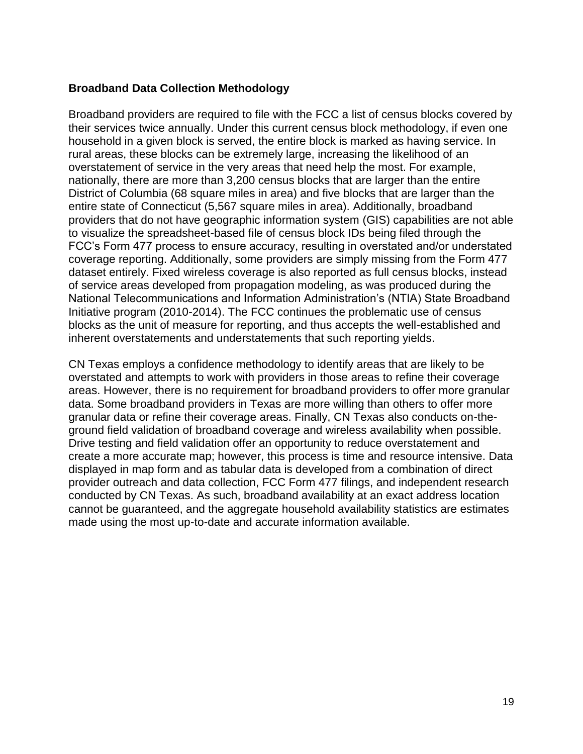## Broadband Data Collection Methodology

Broadband providers are required to file with the FCC a list of census blocks covered by their services twice annually. Under this current census block methodology, if even one household in a given block is served, the entire block is marked as having service. In rural areas, these blocks can be extremely large, increasing the likelihood of an overstatement of service in the very areas that need help the most. For example, nationally, there are more than 3,200 census blocks that are larger than the entire District of Columbia (68 square miles in area) and five blocks that are larger than the entire state of Connecticut (5,567 square miles in area). Additionally, broadband providers that do not have geographic information system (GIS) capabilities are not able to visualize the spreadsheet-based file of census block IDs being filed through the FCC's Form 477 process to ensure accuracy, resulting in overstated and/or understated coverage reporting. Additionally, some providers are simply missing from the Form 477 dataset entirely. Fixed wireless coverage is also reported as full census blocks, instead of service areas developed from propagation modeling, as was produced during the National Telecommunications and Information Administration's (NTIA) State Broadband Initiative program (2010-2014). The FCC continues the problematic use of census blocks as the unit of measure for reporting, and thus accepts the well-established and inherent overstatements and understatements that such reporting yields.

CN Texas employs a confidence methodology to identify areas that are likely to be overstated and attempts to work with providers in those areas to refine their coverage areas. However, there is no requirement for broadband providers to offer more granular data. Some broadband providers in Texas are more willing than others to offer more granular data or refine their coverage areas. Finally, CN Texas also conducts on-the-ground field validation of broadband coverage and wireless availability when possible. Drive testing and field validation offer an opportunity to reduce overstatement and create a more accurate map; however, this process is time and resource intensive. Data displayed in map form and as tabular data is developed from a combination of direct provider outreach and data collection, FCC Form 477 filings, and independent research conducted by CN Texas. As such, broadband availability at an exact address location cannot be guaranteed, and the aggregate household availability statistics are estimates made using the most up-to-date and accurate information available.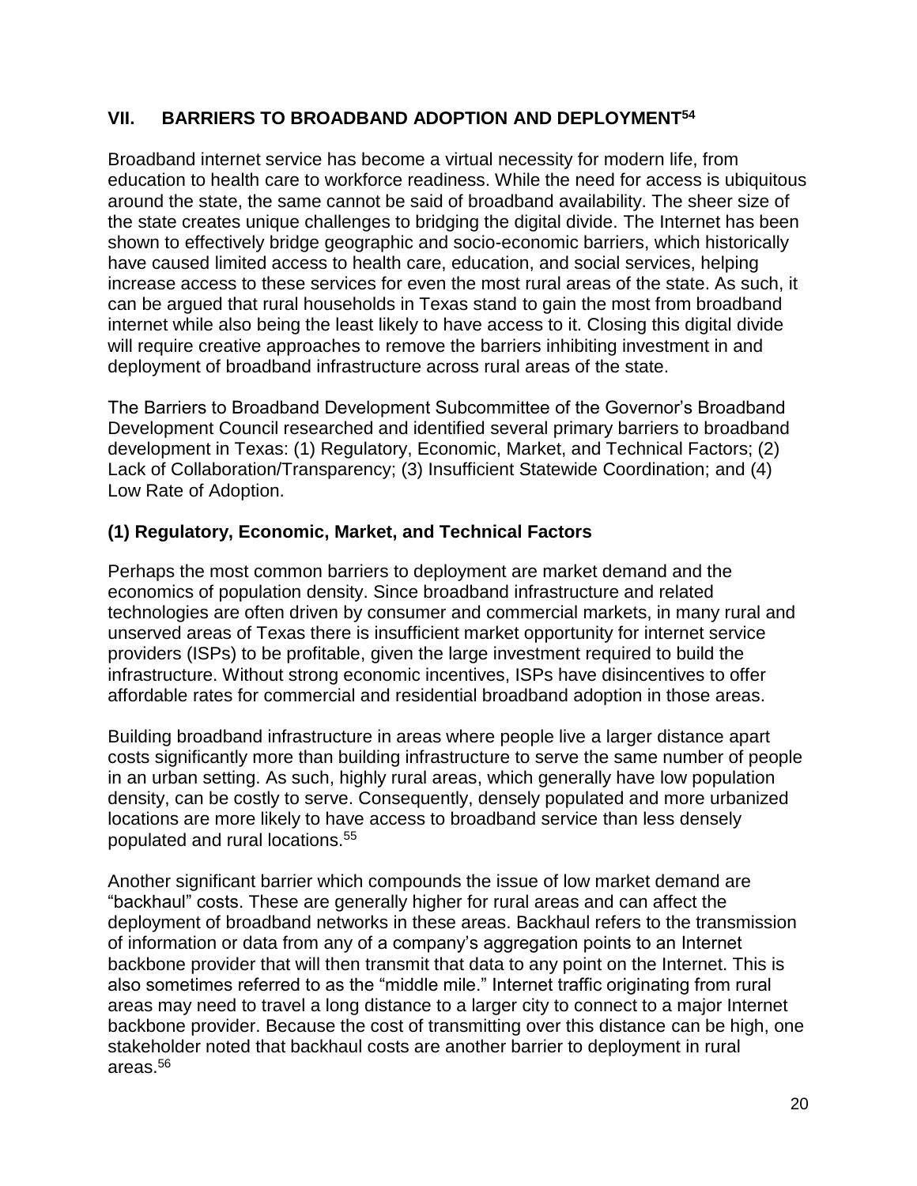## VII. BARRIERS TO BROADBAND ADOPTION AND DEPLOYMENT[54]

Broadband internet service has become a virtual necessity for modern life, from education to health care to workforce readiness. While the need for access is ubiquitous around the state, the same cannot be said of broadband availability. The sheer size of the state creates unique challenges to bridging the digital divide. The Internet has been shown to effectively bridge geographic and socio-economic barriers, which historically have caused limited access to health care, education, and social services, helping increase access to these services for even the most rural areas of the state. As such, it can be argued that rural households in Texas stand to gain the most from broadband internet while also being the least likely to have access to it. Closing this digital divide will require creative approaches to remove the barriers inhibiting investment in and deployment of broadband infrastructure across rural areas of the state.

The Barriers to Broadband Development Subcommittee of the Governor's Broadband Development Council researched and identified several primary barriers to broadband development in Texas: (1) Regulatory, Economic, Market, and Technical Factors; (2) Lack of Collaboration/Transparency; (3) Insufficient Statewide Coordination; and (4) Low Rate of Adoption.

### (1) Regulatory, Economic, Market, and Technical Factors

Perhaps the most common barriers to deployment are market demand and the economics of population density. Since broadband infrastructure and related technologies are often driven by consumer and commercial markets, in many rural and unserved areas of Texas there is insufficient market opportunity for internet service providers (ISPs) to be profitable, given the large investment required to build the infrastructure. Without strong economic incentives, ISPs have disincentives to offer affordable rates for commercial and residential broadband adoption in those areas.

Building broadband infrastructure in areas where people live a larger distance apart costs significantly more than building infrastructure to serve the same number of people in an urban setting. As such, highly rural areas, which generally have low population density, can be costly to serve. Consequently, densely populated and more urbanized locations are more likely to have access to broadband service than less densely populated and rural locations.[55]

Another significant barrier which compounds the issue of low market demand are "backhaul" costs. These are generally higher for rural areas and can affect the deployment of broadband networks in these areas. Backhaul refers to the transmission of information or data from any of a company's aggregation points to an Internet backbone provider that will then transmit that data to any point on the Internet. This is also sometimes referred to as the "middle mile." Internet traffic originating from rural areas may need to travel a long distance to a larger city to connect to a major Internet backbone provider. Because the cost of transmitting over this distance can be high, one stakeholder noted that backhaul costs are another barrier to deployment in rural areas.[56]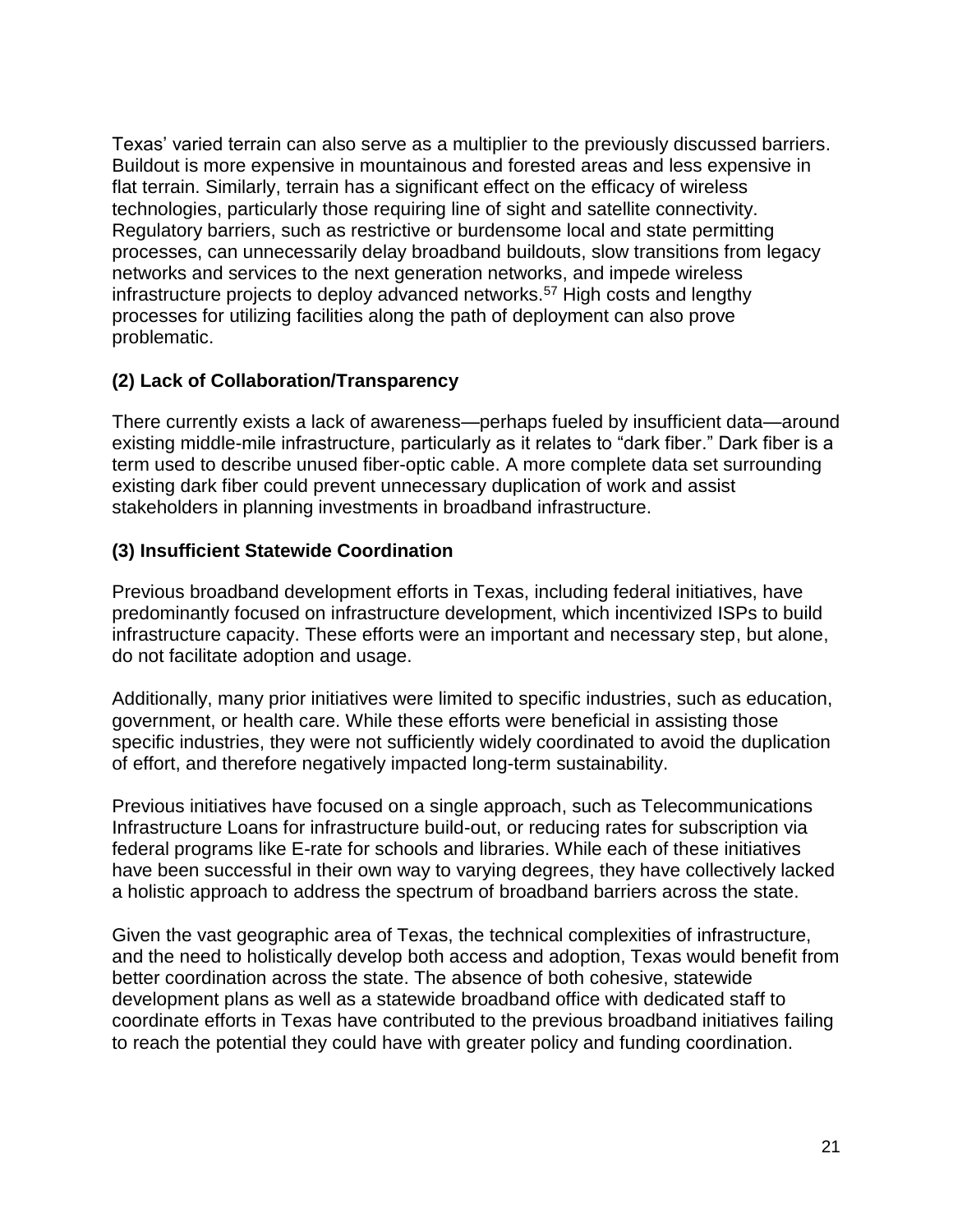Texas' varied terrain can also serve as a multiplier to the previously discussed barriers. Buildout is more expensive in mountainous and forested areas and less expensive in flat terrain. Similarly, terrain has a significant effect on the efficacy of wireless technologies, particularly those requiring line of sight and satellite connectivity. Regulatory barriers, such as restrictive or burdensome local and state permitting processes, can unnecessarily delay broadband buildouts, slow transitions from legacy networks and services to the next generation networks, and impede wireless infrastructure projects to deploy advanced networks.[57] High costs and lengthy processes for utilizing facilities along the path of deployment can also prove problematic.

### (2) Lack of Collaboration/Transparency

There currently exists a lack of awareness—perhaps fueled by insufficient data—around existing middle-mile infrastructure, particularly as it relates to "dark fiber." Dark fiber is a term used to describe unused fiber-optic cable. A more complete data set surrounding existing dark fiber could prevent unnecessary duplication of work and assist stakeholders in planning investments in broadband infrastructure.

### (3) Insufficient Statewide Coordination

Previous broadband development efforts in Texas, including federal initiatives, have predominantly focused on infrastructure development, which incentivized ISPs to build infrastructure capacity. These efforts were an important and necessary step, but alone, do not facilitate adoption and usage.

Additionally, many prior initiatives were limited to specific industries, such as education, government, or health care. While these efforts were beneficial in assisting those specific industries, they were not sufficiently widely coordinated to avoid the duplication of effort, and therefore negatively impacted long-term sustainability.

Previous initiatives have focused on a single approach, such as Telecommunications Infrastructure Loans for infrastructure build-out, or reducing rates for subscription via federal programs like E-rate for schools and libraries. While each of these initiatives have been successful in their own way to varying degrees, they have collectively lacked a holistic approach to address the spectrum of broadband barriers across the state.

Given the vast geographic area of Texas, the technical complexities of infrastructure, and the need to holistically develop both access and adoption, Texas would benefit from better coordination across the state. The absence of both cohesive, statewide development plans as well as a statewide broadband office with dedicated staff to coordinate efforts in Texas have contributed to the previous broadband initiatives failing to reach the potential they could have with greater policy and funding coordination.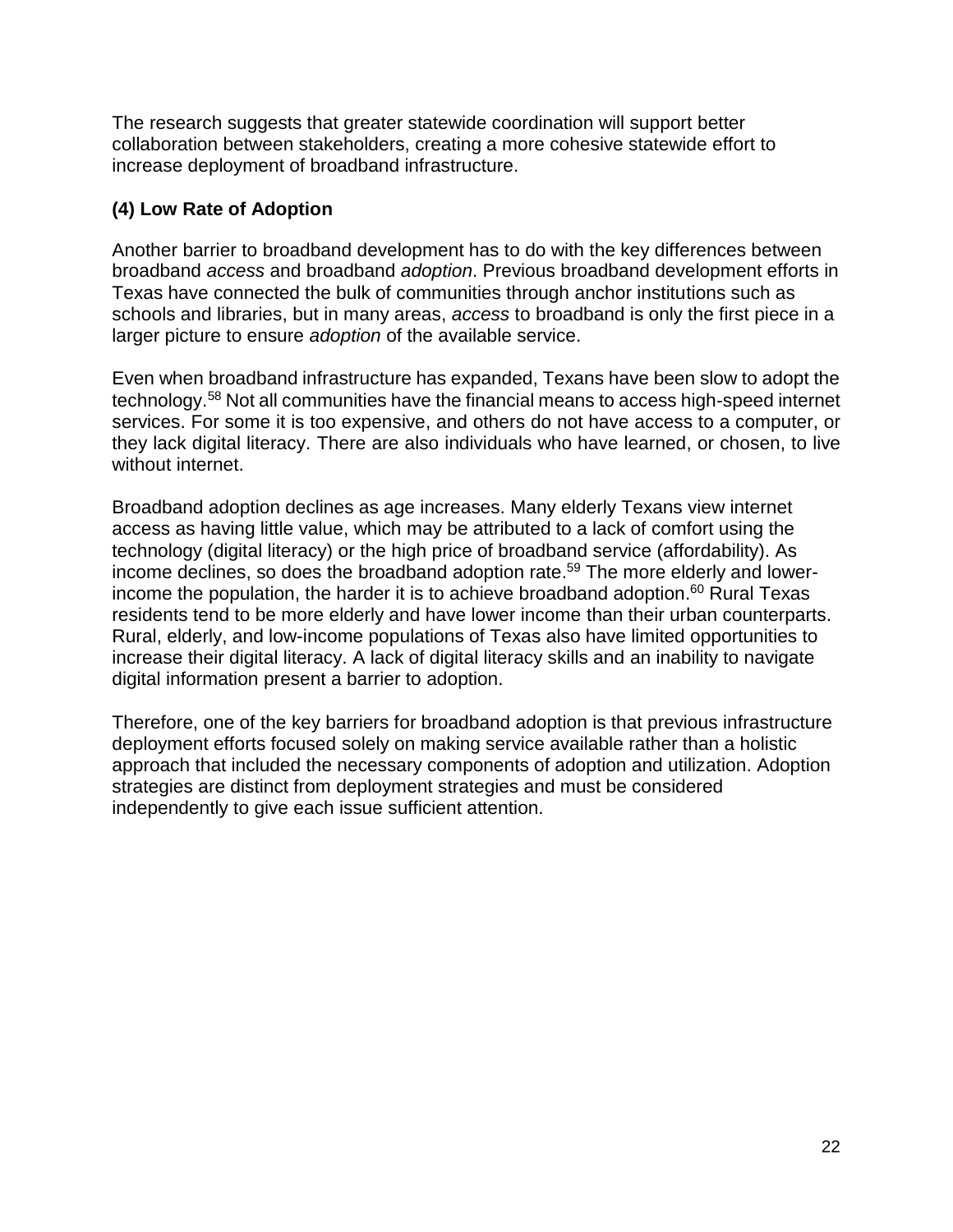The research suggests that greater statewide coordination will support better collaboration between stakeholders, creating a more cohesive statewide effort to increase deployment of broadband infrastructure.

### (4) Low Rate of Adoption

Another barrier to broadband development has to do with the key differences between broadband *access* and broadband *adoption*. Previous broadband development efforts in Texas have connected the bulk of communities through anchor institutions such as schools and libraries, but in many areas, *access* to broadband is only the first piece in a larger picture to ensure *adoption* of the available service.

Even when broadband infrastructure has expanded, Texans have been slow to adopt the technology.[58] Not all communities have the financial means to access high-speed internet services. For some it is too expensive, and others do not have access to a computer, or they lack digital literacy. There are also individuals who have learned, or chosen, to live without internet.

Broadband adoption declines as age increases. Many elderly Texans view internet access as having little value, which may be attributed to a lack of comfort using the technology (digital literacy) or the high price of broadband service (affordability). As income declines, so does the broadband adoption rate.[59] The more elderly and lower-income the population, the harder it is to achieve broadband adoption.[60] Rural Texas residents tend to be more elderly and have lower income than their urban counterparts. Rural, elderly, and low-income populations of Texas also have limited opportunities to increase their digital literacy. A lack of digital literacy skills and an inability to navigate digital information present a barrier to adoption.

Therefore, one of the key barriers for broadband adoption is that previous infrastructure deployment efforts focused solely on making service available rather than a holistic approach that included the necessary components of adoption and utilization. Adoption strategies are distinct from deployment strategies and must be considered independently to give each issue sufficient attention.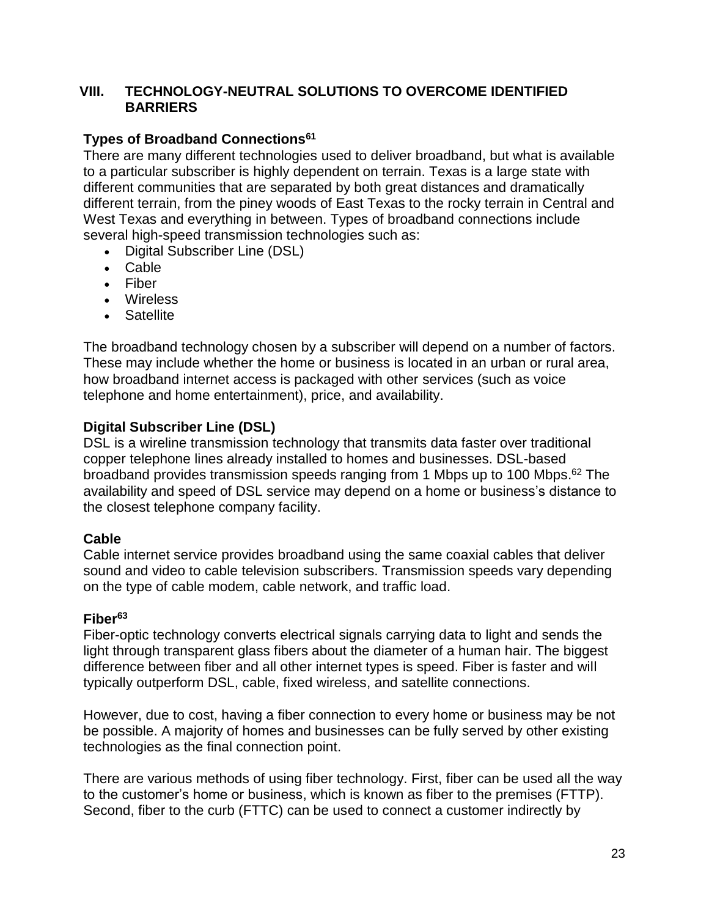## VIII. TECHNOLOGY-NEUTRAL SOLUTIONS TO OVERCOME IDENTIFIED BARRIERS

### Types of Broadband Connections[61]

There are many different technologies used to deliver broadband, but what is available to a particular subscriber is highly dependent on terrain. Texas is a large state with different communities that are separated by both great distances and dramatically different terrain, from the piney woods of East Texas to the rocky terrain in Central and West Texas and everything in between. Types of broadband connections include several high-speed transmission technologies such as:

- Digital Subscriber Line (DSL)
- Cable
- Fiber
- Wireless
- Satellite

The broadband technology chosen by a subscriber will depend on a number of factors. These may include whether the home or business is located in an urban or rural area, how broadband internet access is packaged with other services (such as voice telephone and home entertainment), price, and availability.

### Digital Subscriber Line (DSL)

DSL is a wireline transmission technology that transmits data faster over traditional copper telephone lines already installed to homes and businesses. DSL-based broadband provides transmission speeds ranging from 1 Mbps up to 100 Mbps.[62] The availability and speed of DSL service may depend on a home or business's distance to the closest telephone company facility.

### Cable

Cable internet service provides broadband using the same coaxial cables that deliver sound and video to cable television subscribers. Transmission speeds vary depending on the type of cable modem, cable network, and traffic load.

### Fiber[63]

Fiber-optic technology converts electrical signals carrying data to light and sends the light through transparent glass fibers about the diameter of a human hair. The biggest difference between fiber and all other internet types is speed. Fiber is faster and will typically outperform DSL, cable, fixed wireless, and satellite connections.

However, due to cost, having a fiber connection to every home or business may be not be possible. A majority of homes and businesses can be fully served by other existing technologies as the final connection point.

There are various methods of using fiber technology. First, fiber can be used all the way to the customer's home or business, which is known as fiber to the premises (FTTP). Second, fiber to the curb (FTTC) can be used to connect a customer indirectly by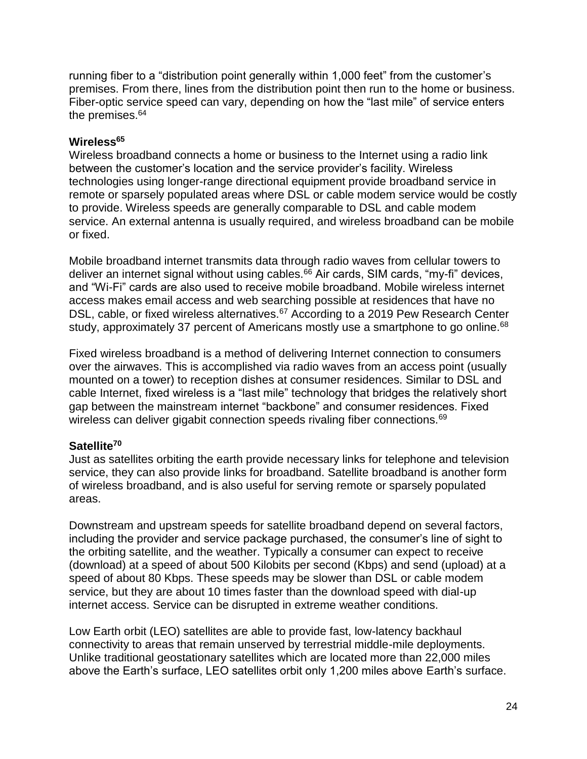running fiber to a "distribution point generally within 1,000 feet" from the customer's premises. From there, lines from the distribution point then run to the home or business. Fiber-optic service speed can vary, depending on how the "last mile" of service enters the premises.[64]

**Wireless[65]**

Wireless broadband connects a home or business to the Internet using a radio link between the customer's location and the service provider's facility. Wireless technologies using longer-range directional equipment provide broadband service in remote or sparsely populated areas where DSL or cable modem service would be costly to provide. Wireless speeds are generally comparable to DSL and cable modem service. An external antenna is usually required, and wireless broadband can be mobile or fixed.

Mobile broadband internet transmits data through radio waves from cellular towers to deliver an internet signal without using cables.[66] Air cards, SIM cards, "my-fi" devices, and "Wi-Fi" cards are also used to receive mobile broadband. Mobile wireless internet access makes email access and web searching possible at residences that have no DSL, cable, or fixed wireless alternatives.[67] According to a 2019 Pew Research Center study, approximately 37 percent of Americans mostly use a smartphone to go online.[68]

Fixed wireless broadband is a method of delivering Internet connection to consumers over the airwaves. This is accomplished via radio waves from an access point (usually mounted on a tower) to reception dishes at consumer residences. Similar to DSL and cable Internet, fixed wireless is a "last mile" technology that bridges the relatively short gap between the mainstream internet "backbone" and consumer residences. Fixed wireless can deliver gigabit connection speeds rivaling fiber connections.[69]

**Satellite[70]**

Just as satellites orbiting the earth provide necessary links for telephone and television service, they can also provide links for broadband. Satellite broadband is another form of wireless broadband, and is also useful for serving remote or sparsely populated areas.

Downstream and upstream speeds for satellite broadband depend on several factors, including the provider and service package purchased, the consumer's line of sight to the orbiting satellite, and the weather. Typically a consumer can expect to receive (download) at a speed of about 500 Kilobits per second (Kbps) and send (upload) at a speed of about 80 Kbps. These speeds may be slower than DSL or cable modem service, but they are about 10 times faster than the download speed with dial-up internet access. Service can be disrupted in extreme weather conditions.

Low Earth orbit (LEO) satellites are able to provide fast, low-latency backhaul connectivity to areas that remain unserved by terrestrial middle-mile deployments. Unlike traditional geostationary satellites which are located more than 22,000 miles above the Earth's surface, LEO satellites orbit only 1,200 miles above Earth's surface.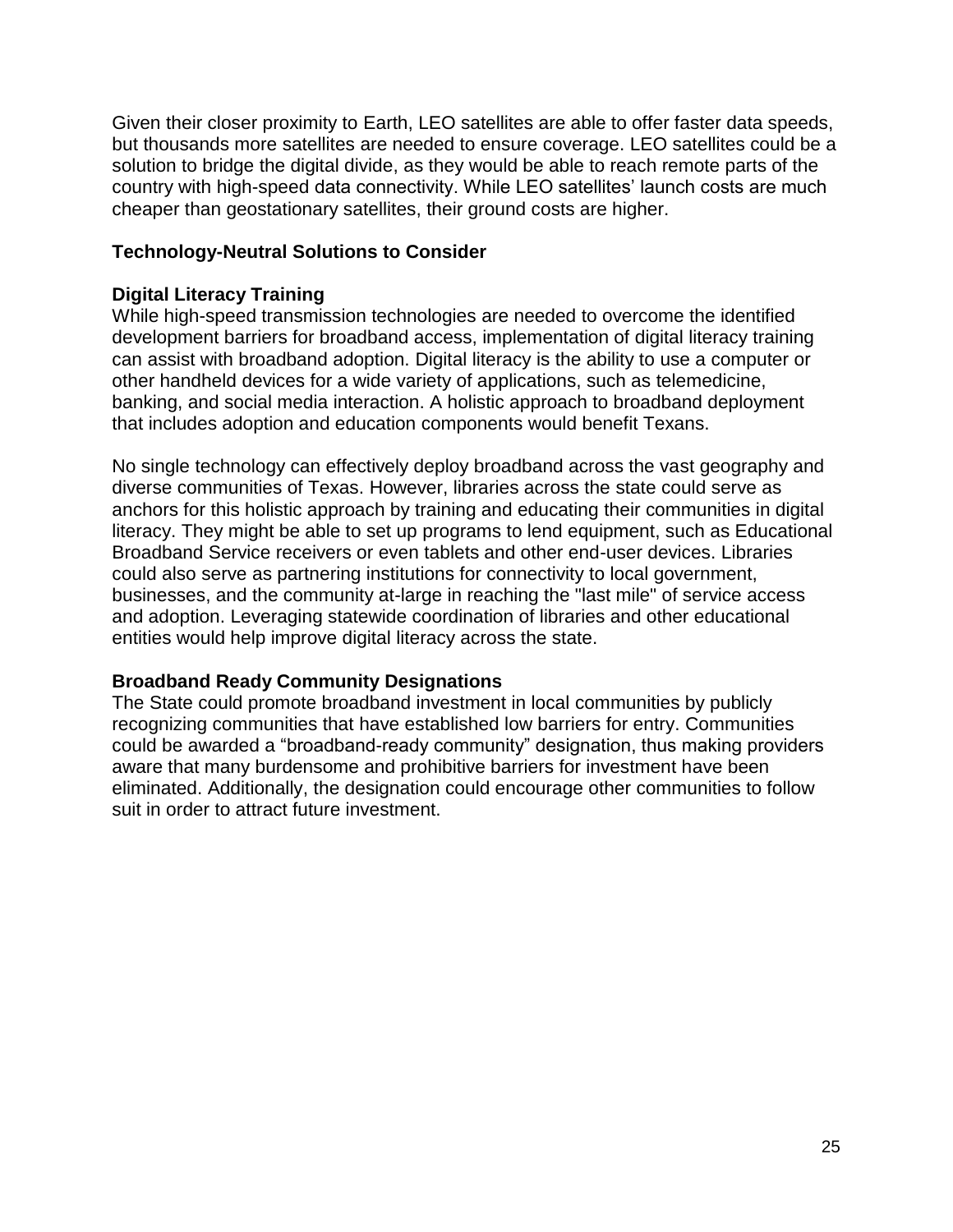Given their closer proximity to Earth, LEO satellites are able to offer faster data speeds, but thousands more satellites are needed to ensure coverage. LEO satellites could be a solution to bridge the digital divide, as they would be able to reach remote parts of the country with high-speed data connectivity. While LEO satellites' launch costs are much cheaper than geostationary satellites, their ground costs are higher.

## Technology-Neutral Solutions to Consider

### Digital Literacy Training

While high-speed transmission technologies are needed to overcome the identified development barriers for broadband access, implementation of digital literacy training can assist with broadband adoption. Digital literacy is the ability to use a computer or other handheld devices for a wide variety of applications, such as telemedicine, banking, and social media interaction. A holistic approach to broadband deployment that includes adoption and education components would benefit Texans.

No single technology can effectively deploy broadband across the vast geography and diverse communities of Texas. However, libraries across the state could serve as anchors for this holistic approach by training and educating their communities in digital literacy. They might be able to set up programs to lend equipment, such as Educational Broadband Service receivers or even tablets and other end-user devices. Libraries could also serve as partnering institutions for connectivity to local government, businesses, and the community at-large in reaching the "last mile" of service access and adoption. Leveraging statewide coordination of libraries and other educational entities would help improve digital literacy across the state.

### Broadband Ready Community Designations

The State could promote broadband investment in local communities by publicly recognizing communities that have established low barriers for entry. Communities could be awarded a "broadband-ready community" designation, thus making providers aware that many burdensome and prohibitive barriers for investment have been eliminated. Additionally, the designation could encourage other communities to follow suit in order to attract future investment.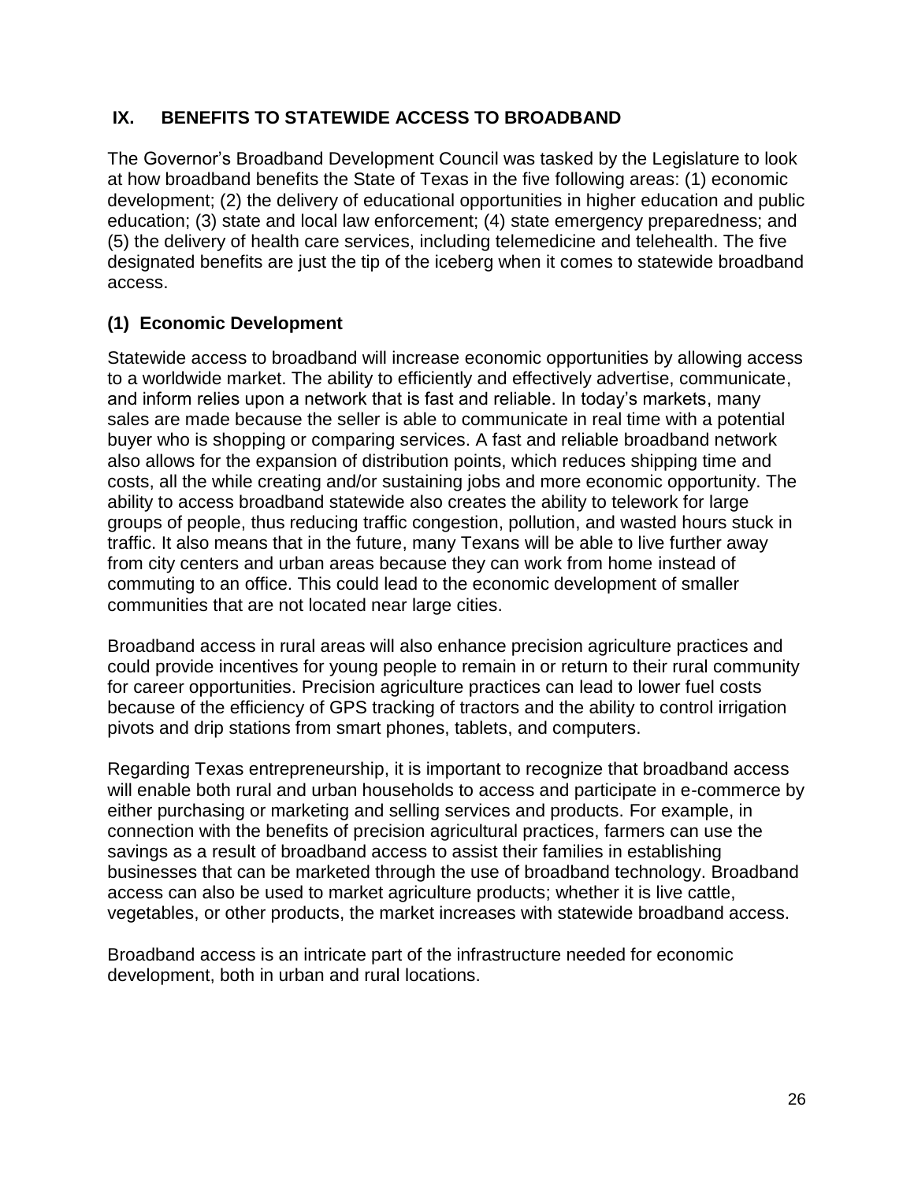## IX. BENEFITS TO STATEWIDE ACCESS TO BROADBAND

The Governor's Broadband Development Council was tasked by the Legislature to look at how broadband benefits the State of Texas in the five following areas: (1) economic development; (2) the delivery of educational opportunities in higher education and public education; (3) state and local law enforcement; (4) state emergency preparedness; and (5) the delivery of health care services, including telemedicine and telehealth. The five designated benefits are just the tip of the iceberg when it comes to statewide broadband access.

### (1) Economic Development

Statewide access to broadband will increase economic opportunities by allowing access to a worldwide market. The ability to efficiently and effectively advertise, communicate, and inform relies upon a network that is fast and reliable. In today's markets, many sales are made because the seller is able to communicate in real time with a potential buyer who is shopping or comparing services. A fast and reliable broadband network also allows for the expansion of distribution points, which reduces shipping time and costs, all the while creating and/or sustaining jobs and more economic opportunity. The ability to access broadband statewide also creates the ability to telework for large groups of people, thus reducing traffic congestion, pollution, and wasted hours stuck in traffic. It also means that in the future, many Texans will be able to live further away from city centers and urban areas because they can work from home instead of commuting to an office. This could lead to the economic development of smaller communities that are not located near large cities.

Broadband access in rural areas will also enhance precision agriculture practices and could provide incentives for young people to remain in or return to their rural community for career opportunities. Precision agriculture practices can lead to lower fuel costs because of the efficiency of GPS tracking of tractors and the ability to control irrigation pivots and drip stations from smart phones, tablets, and computers.

Regarding Texas entrepreneurship, it is important to recognize that broadband access will enable both rural and urban households to access and participate in e-commerce by either purchasing or marketing and selling services and products. For example, in connection with the benefits of precision agricultural practices, farmers can use the savings as a result of broadband access to assist their families in establishing businesses that can be marketed through the use of broadband technology. Broadband access can also be used to market agriculture products; whether it is live cattle, vegetables, or other products, the market increases with statewide broadband access.

Broadband access is an intricate part of the infrastructure needed for economic development, both in urban and rural locations.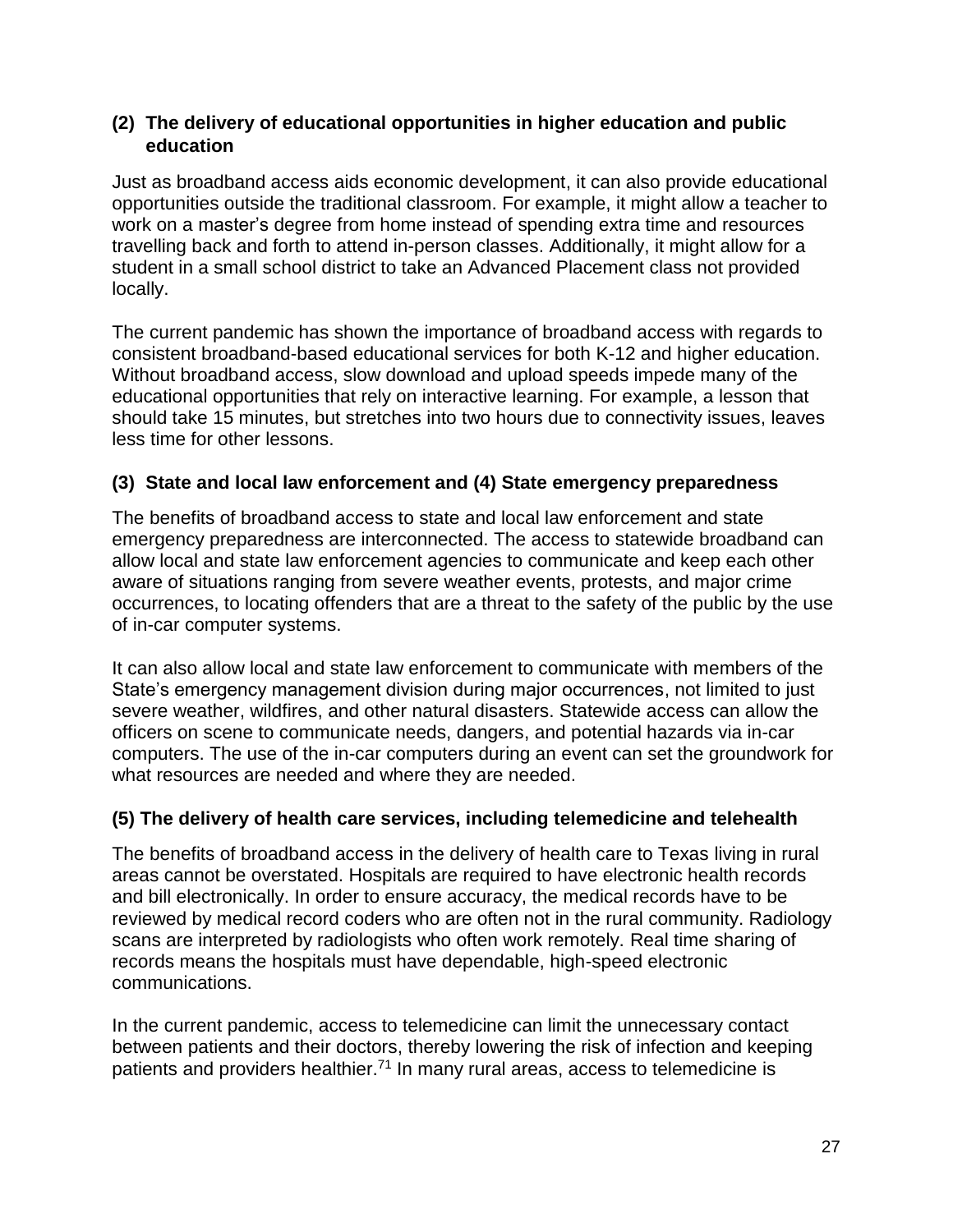### (2) The delivery of educational opportunities in higher education and public education

Just as broadband access aids economic development, it can also provide educational opportunities outside the traditional classroom. For example, it might allow a teacher to work on a master's degree from home instead of spending extra time and resources travelling back and forth to attend in-person classes. Additionally, it might allow for a student in a small school district to take an Advanced Placement class not provided locally.

The current pandemic has shown the importance of broadband access with regards to consistent broadband-based educational services for both K-12 and higher education. Without broadband access, slow download and upload speeds impede many of the educational opportunities that rely on interactive learning. For example, a lesson that should take 15 minutes, but stretches into two hours due to connectivity issues, leaves less time for other lessons.

### (3) State and local law enforcement and (4) State emergency preparedness

The benefits of broadband access to state and local law enforcement and state emergency preparedness are interconnected. The access to statewide broadband can allow local and state law enforcement agencies to communicate and keep each other aware of situations ranging from severe weather events, protests, and major crime occurrences, to locating offenders that are a threat to the safety of the public by the use of in-car computer systems.

It can also allow local and state law enforcement to communicate with members of the State's emergency management division during major occurrences, not limited to just severe weather, wildfires, and other natural disasters. Statewide access can allow the officers on scene to communicate needs, dangers, and potential hazards via in-car computers. The use of the in-car computers during an event can set the groundwork for what resources are needed and where they are needed.

### (5) The delivery of health care services, including telemedicine and telehealth

The benefits of broadband access in the delivery of health care to Texas living in rural areas cannot be overstated. Hospitals are required to have electronic health records and bill electronically. In order to ensure accuracy, the medical records have to be reviewed by medical record coders who are often not in the rural community. Radiology scans are interpreted by radiologists who often work remotely. Real time sharing of records means the hospitals must have dependable, high-speed electronic communications.

In the current pandemic, access to telemedicine can limit the unnecessary contact between patients and their doctors, thereby lowering the risk of infection and keeping patients and providers healthier.[71] In many rural areas, access to telemedicine is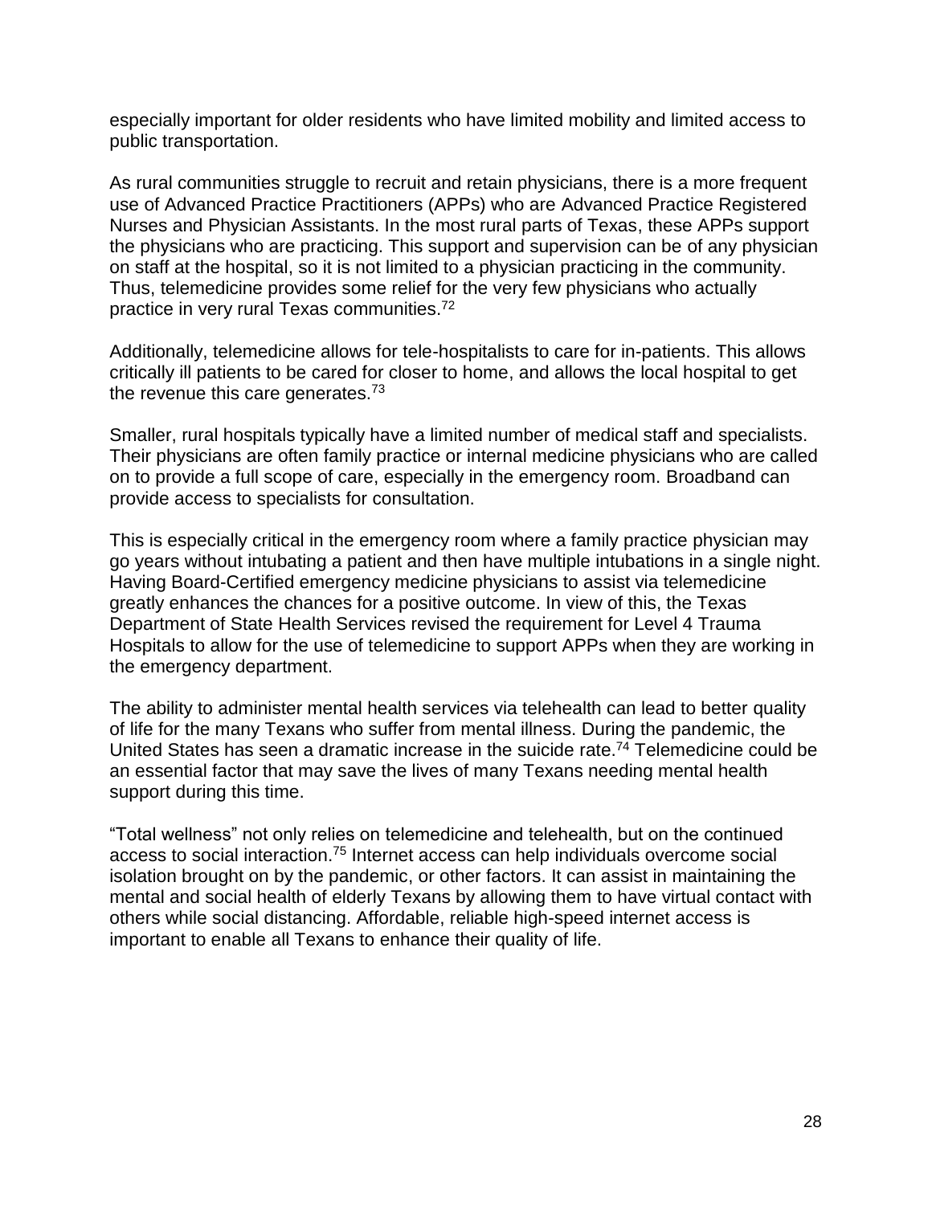especially important for older residents who have limited mobility and limited access to public transportation.

As rural communities struggle to recruit and retain physicians, there is a more frequent use of Advanced Practice Practitioners (APPs) who are Advanced Practice Registered Nurses and Physician Assistants. In the most rural parts of Texas, these APPs support the physicians who are practicing. This support and supervision can be of any physician on staff at the hospital, so it is not limited to a physician practicing in the community. Thus, telemedicine provides some relief for the very few physicians who actually practice in very rural Texas communities.[72]

Additionally, telemedicine allows for tele-hospitalists to care for in-patients. This allows critically ill patients to be cared for closer to home, and allows the local hospital to get the revenue this care generates.[73]

Smaller, rural hospitals typically have a limited number of medical staff and specialists. Their physicians are often family practice or internal medicine physicians who are called on to provide a full scope of care, especially in the emergency room. Broadband can provide access to specialists for consultation.

This is especially critical in the emergency room where a family practice physician may go years without intubating a patient and then have multiple intubations in a single night. Having Board-Certified emergency medicine physicians to assist via telemedicine greatly enhances the chances for a positive outcome. In view of this, the Texas Department of State Health Services revised the requirement for Level 4 Trauma Hospitals to allow for the use of telemedicine to support APPs when they are working in the emergency department.

The ability to administer mental health services via telehealth can lead to better quality of life for the many Texans who suffer from mental illness. During the pandemic, the United States has seen a dramatic increase in the suicide rate.[74] Telemedicine could be an essential factor that may save the lives of many Texans needing mental health support during this time.

“Total wellness” not only relies on telemedicine and telehealth, but on the continued access to social interaction.[75] Internet access can help individuals overcome social isolation brought on by the pandemic, or other factors. It can assist in maintaining the mental and social health of elderly Texans by allowing them to have virtual contact with others while social distancing. Affordable, reliable high-speed internet access is important to enable all Texans to enhance their quality of life.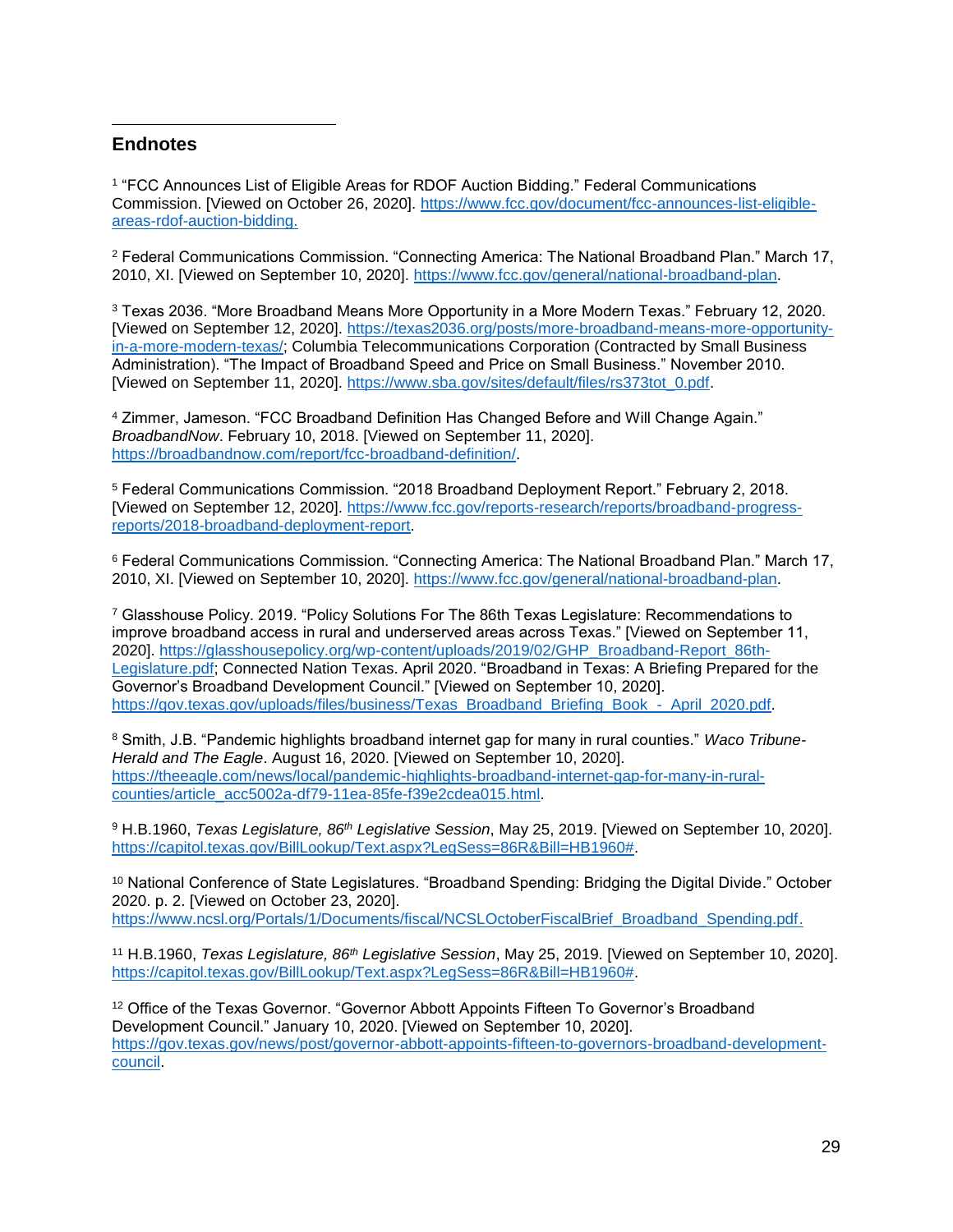## Endnotes

[1] "FCC Announces List of Eligible Areas for RDOF Auction Bidding." Federal Communications Commission. [Viewed on October 26, 2020]. https://www.fcc.gov/document/fcc-announces-list-eligible-areas-rdof-auction-bidding.

[2] Federal Communications Commission. "Connecting America: The National Broadband Plan." March 17, 2010, XI. [Viewed on September 10, 2020]. https://www.fcc.gov/general/national-broadband-plan.

[3] Texas 2036. "More Broadband Means More Opportunity in a More Modern Texas." February 12, 2020. [Viewed on September 12, 2020]. https://texas2036.org/posts/more-broadband-means-more-opportunity-in-a-more-modern-texas/; Columbia Telecommunications Corporation (Contracted by Small Business Administration). "The Impact of Broadband Speed and Price on Small Business." November 2010. [Viewed on September 11, 2020]. https://www.sba.gov/sites/default/files/rs373tot_0.pdf.

[4] Zimmer, Jameson. "FCC Broadband Definition Has Changed Before and Will Change Again." *BroadbandNow*. February 10, 2018. [Viewed on September 11, 2020]. https://broadbandnow.com/report/fcc-broadband-definition/.

[5] Federal Communications Commission. "2018 Broadband Deployment Report." February 2, 2018. [Viewed on September 12, 2020]. https://www.fcc.gov/reports-research/reports/broadband-progress-reports/2018-broadband-deployment-report.

[6] Federal Communications Commission. "Connecting America: The National Broadband Plan." March 17, 2010, XI. [Viewed on September 10, 2020]. https://www.fcc.gov/general/national-broadband-plan.

[7] Glasshouse Policy. 2019. "Policy Solutions For The 86th Texas Legislature: Recommendations to improve broadband access in rural and underserved areas across Texas." [Viewed on September 11, 2020]. https://glasshousepolicy.org/wp-content/uploads/2019/02/GHP_Broadband-Report_86th-Legislature.pdf; Connected Nation Texas. April 2020. "Broadband in Texas: A Briefing Prepared for the Governor's Broadband Development Council." [Viewed on September 10, 2020]. https://gov.texas.gov/uploads/files/business/Texas_Broadband_Briefing_Book_-_April_2020.pdf.

[8] Smith, J.B. "Pandemic highlights broadband internet gap for many in rural counties." *Waco Tribune-Herald and The Eagle*. August 16, 2020. [Viewed on September 10, 2020]. https://theeagle.com/news/local/pandemic-highlights-broadband-internet-gap-for-many-in-rural-counties/article_acc5002a-df79-11ea-85fe-f39e2cdea015.html.

[9] H.B.1960, *Texas Legislature, 86th Legislative Session*, May 25, 2019. [Viewed on September 10, 2020]. https://capitol.texas.gov/BillLookup/Text.aspx?LegSess=86R&Bill=HB1960#.

[10] National Conference of State Legislatures. "Broadband Spending: Bridging the Digital Divide." October 2020. p. 2. [Viewed on October 23, 2020]. https://www.ncsl.org/Portals/1/Documents/fiscal/NCSLOctoberFiscalBrief_Broadband_Spending.pdf.

[11] H.B.1960, *Texas Legislature, 86th Legislative Session*, May 25, 2019. [Viewed on September 10, 2020]. https://capitol.texas.gov/BillLookup/Text.aspx?LegSess=86R&Bill=HB1960#.

[12] Office of the Texas Governor. "Governor Abbott Appoints Fifteen To Governor's Broadband Development Council." January 10, 2020. [Viewed on September 10, 2020]. https://gov.texas.gov/news/post/governor-abbott-appoints-fifteen-to-governors-broadband-development-council.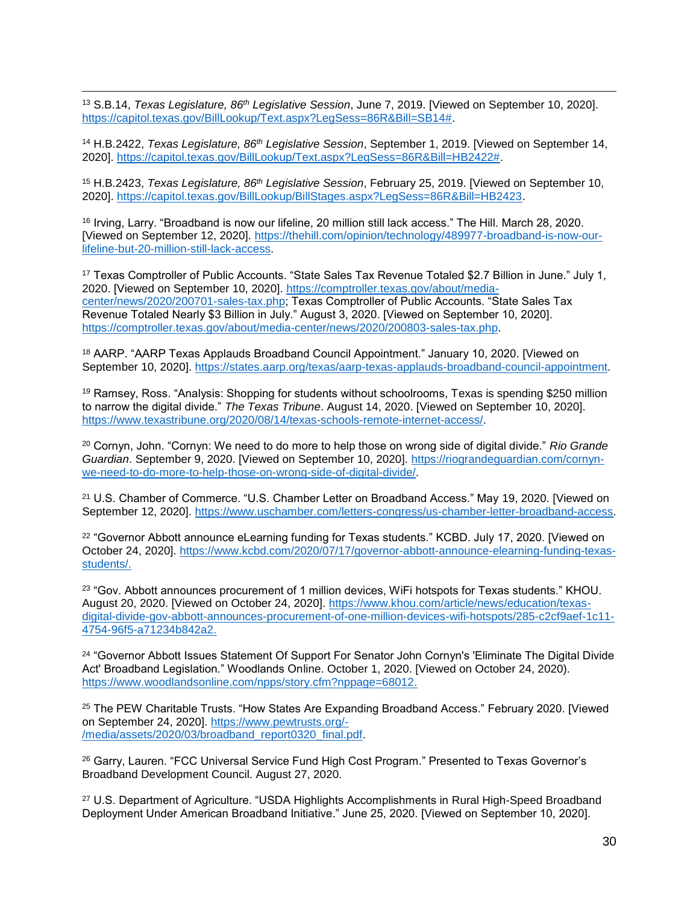[13] S.B.14, *Texas Legislature, 86th Legislative Session*, June 7, 2019. [Viewed on September 10, 2020]. https://capitol.texas.gov/BillLookup/Text.aspx?LegSess=86R&Bill=SB14#.

[14] H.B.2422, *Texas Legislature, 86th Legislative Session*, September 1, 2019. [Viewed on September 14, 2020]. https://capitol.texas.gov/BillLookup/Text.aspx?LegSess=86R&Bill=HB2422#.

[15] H.B.2423, *Texas Legislature, 86th Legislative Session*, February 25, 2019. [Viewed on September 10, 2020]. https://capitol.texas.gov/BillLookup/BillStages.aspx?LegSess=86R&Bill=HB2423.

[16] Irving, Larry. "Broadband is now our lifeline, 20 million still lack access." The Hill. March 28, 2020. [Viewed on September 12, 2020]. https://thehill.com/opinion/technology/489977-broadband-is-now-our-lifeline-but-20-million-still-lack-access.

[17] Texas Comptroller of Public Accounts. "State Sales Tax Revenue Totaled $2.7 Billion in June." July 1, 2020. [Viewed on September 10, 2020]. https://comptroller.texas.gov/about/media-center/news/2020/200701-sales-tax.php; Texas Comptroller of Public Accounts. "State Sales Tax Revenue Totaled Nearly $3 Billion in July." August 3, 2020. [Viewed on September 10, 2020]. https://comptroller.texas.gov/about/media-center/news/2020/200803-sales-tax.php.

[18] AARP. "AARP Texas Applauds Broadband Council Appointment." January 10, 2020. [Viewed on September 10, 2020]. https://states.aarp.org/texas/aarp-texas-applauds-broadband-council-appointment.

[19] Ramsey, Ross. "Analysis: Shopping for students without schoolrooms, Texas is spending $250 million to narrow the digital divide." *The Texas Tribune*. August 14, 2020. [Viewed on September 10, 2020]. https://www.texastribune.org/2020/08/14/texas-schools-remote-internet-access/.

[20] Cornyn, John. "Cornyn: We need to do more to help those on wrong side of digital divide." *Rio Grande Guardian*. September 9, 2020. [Viewed on September 10, 2020]. https://riograndeguardian.com/cornyn-we-need-to-do-more-to-help-those-on-wrong-side-of-digital-divide/.

[21] U.S. Chamber of Commerce. "U.S. Chamber Letter on Broadband Access." May 19, 2020. [Viewed on September 12, 2020]. https://www.uschamber.com/letters-congress/us-chamber-letter-broadband-access.

[22] "Governor Abbott announce eLearning funding for Texas students." KCBD. July 17, 2020. [Viewed on October 24, 2020]. https://www.kcbd.com/2020/07/17/governor-abbott-announce-elearning-funding-texas-students/.

[23] "Gov. Abbott announces procurement of 1 million devices, WiFi hotspots for Texas students." KHOU. August 20, 2020. [Viewed on October 24, 2020]. https://www.khou.com/article/news/education/texas-digital-divide-gov-abbott-announces-procurement-of-one-million-devices-wifi-hotspots/285-c2cf9aef-1c11-4754-96f5-a71234b842a2.

[24] "Governor Abbott Issues Statement Of Support For Senator John Cornyn's 'Eliminate The Digital Divide Act' Broadband Legislation." Woodlands Online. October 1, 2020. [Viewed on October 24, 2020). https://www.woodlandsonline.com/npps/story.cfm?nppage=68012.

[25] The PEW Charitable Trusts. "How States Are Expanding Broadband Access." February 2020. [Viewed on September 24, 2020]. https://www.pewtrusts.org/-/media/assets/2020/03/broadband_report0320_final.pdf.

[26] Garry, Lauren. "FCC Universal Service Fund High Cost Program." Presented to Texas Governor's Broadband Development Council. August 27, 2020.

[27] U.S. Department of Agriculture. "USDA Highlights Accomplishments in Rural High-Speed Broadband Deployment Under American Broadband Initiative." June 25, 2020. [Viewed on September 10, 2020].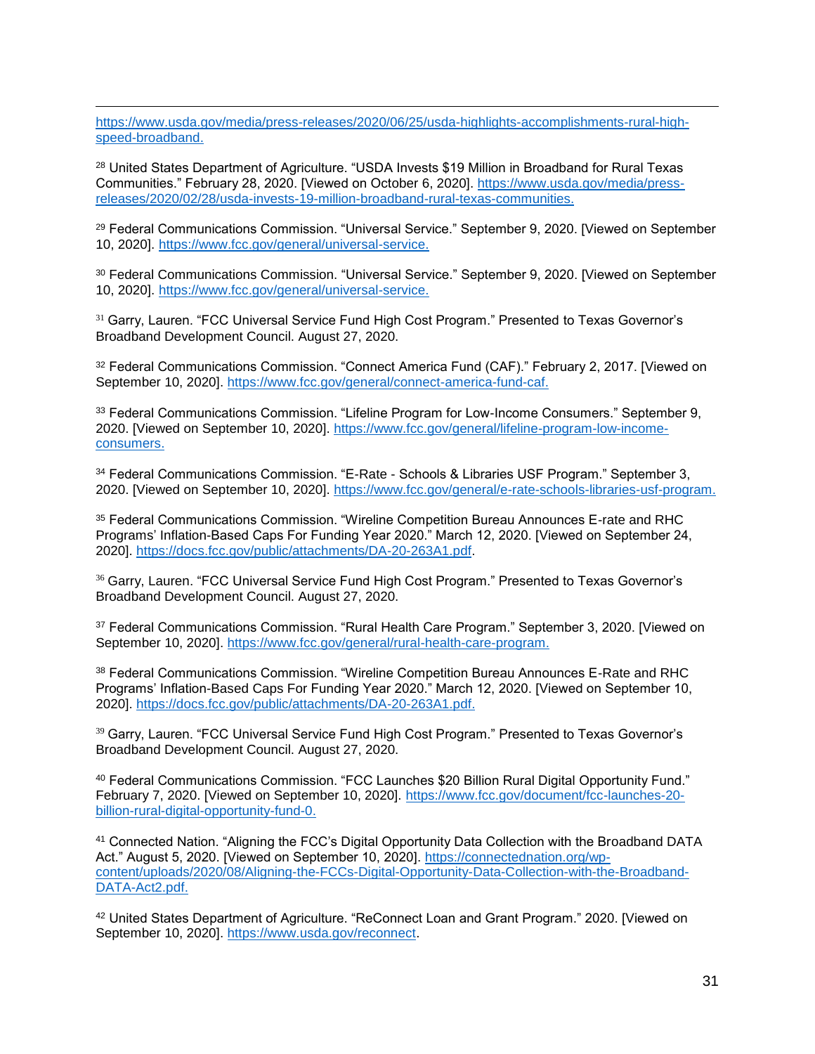https://www.usda.gov/media/press-releases/2020/06/25/usda-highlights-accomplishments-rural-high-speed-broadband.

[28] United States Department of Agriculture. "USDA Invests $19 Million in Broadband for Rural Texas Communities." February 28, 2020. [Viewed on October 6, 2020]. https://www.usda.gov/media/press-releases/2020/02/28/usda-invests-19-million-broadband-rural-texas-communities.

[29] Federal Communications Commission. "Universal Service." September 9, 2020. [Viewed on September 10, 2020]. https://www.fcc.gov/general/universal-service.

[30] Federal Communications Commission. "Universal Service." September 9, 2020. [Viewed on September 10, 2020]. https://www.fcc.gov/general/universal-service.

[31] Garry, Lauren. "FCC Universal Service Fund High Cost Program." Presented to Texas Governor's Broadband Development Council. August 27, 2020.

[32] Federal Communications Commission. "Connect America Fund (CAF)." February 2, 2017. [Viewed on September 10, 2020]. https://www.fcc.gov/general/connect-america-fund-caf.

[33] Federal Communications Commission. "Lifeline Program for Low-Income Consumers." September 9, 2020. [Viewed on September 10, 2020]. https://www.fcc.gov/general/lifeline-program-low-income-consumers.

[34] Federal Communications Commission. "E-Rate - Schools & Libraries USF Program." September 3, 2020. [Viewed on September 10, 2020]. https://www.fcc.gov/general/e-rate-schools-libraries-usf-program.

[35] Federal Communications Commission. "Wireline Competition Bureau Announces E-rate and RHC Programs' Inflation-Based Caps For Funding Year 2020." March 12, 2020. [Viewed on September 24, 2020]. https://docs.fcc.gov/public/attachments/DA-20-263A1.pdf.

[36] Garry, Lauren. "FCC Universal Service Fund High Cost Program." Presented to Texas Governor's Broadband Development Council. August 27, 2020.

[37] Federal Communications Commission. "Rural Health Care Program." September 3, 2020. [Viewed on September 10, 2020]. https://www.fcc.gov/general/rural-health-care-program.

[38] Federal Communications Commission. "Wireline Competition Bureau Announces E-Rate and RHC Programs' Inflation-Based Caps For Funding Year 2020." March 12, 2020. [Viewed on September 10, 2020]. https://docs.fcc.gov/public/attachments/DA-20-263A1.pdf.

[39] Garry, Lauren. "FCC Universal Service Fund High Cost Program." Presented to Texas Governor's Broadband Development Council. August 27, 2020.

[40] Federal Communications Commission. "FCC Launches $20 Billion Rural Digital Opportunity Fund." February 7, 2020. [Viewed on September 10, 2020]. https://www.fcc.gov/document/fcc-launches-20-billion-rural-digital-opportunity-fund-0.

[41] Connected Nation. "Aligning the FCC's Digital Opportunity Data Collection with the Broadband DATA Act." August 5, 2020. [Viewed on September 10, 2020]. https://connectednation.org/wp-content/uploads/2020/08/Aligning-the-FCCs-Digital-Opportunity-Data-Collection-with-the-Broadband-DATA-Act2.pdf.

[42] United States Department of Agriculture. "ReConnect Loan and Grant Program." 2020. [Viewed on September 10, 2020]. https://www.usda.gov/reconnect.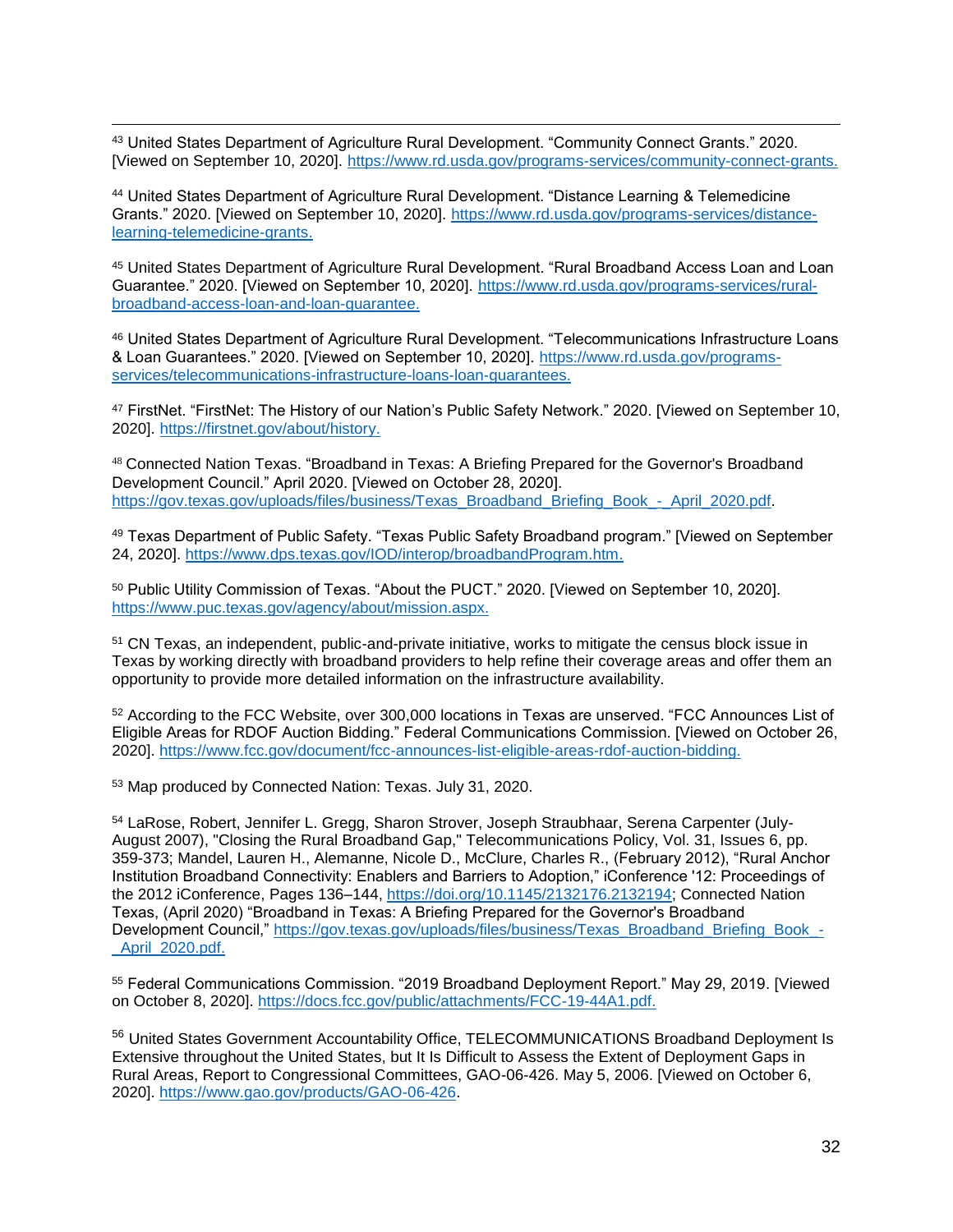[43] United States Department of Agriculture Rural Development. "Community Connect Grants." 2020. [Viewed on September 10, 2020]. https://www.rd.usda.gov/programs-services/community-connect-grants.

[44] United States Department of Agriculture Rural Development. "Distance Learning & Telemedicine Grants." 2020. [Viewed on September 10, 2020]. https://www.rd.usda.gov/programs-services/distance-learning-telemedicine-grants.

[45] United States Department of Agriculture Rural Development. "Rural Broadband Access Loan and Loan Guarantee." 2020. [Viewed on September 10, 2020]. https://www.rd.usda.gov/programs-services/rural-broadband-access-loan-and-loan-guarantee.

[46] United States Department of Agriculture Rural Development. "Telecommunications Infrastructure Loans & Loan Guarantees." 2020. [Viewed on September 10, 2020]. https://www.rd.usda.gov/programs-services/telecommunications-infrastructure-loans-loan-guarantees.

[47] FirstNet. "FirstNet: The History of our Nation's Public Safety Network." 2020. [Viewed on September 10, 2020]. https://firstnet.gov/about/history.

[48] Connected Nation Texas. "Broadband in Texas: A Briefing Prepared for the Governor's Broadband Development Council." April 2020. [Viewed on October 28, 2020]. https://gov.texas.gov/uploads/files/business/Texas_Broadband_Briefing_Book_-_April_2020.pdf.

[49] Texas Department of Public Safety. "Texas Public Safety Broadband program." [Viewed on September 24, 2020]. https://www.dps.texas.gov/IOD/interop/broadbandProgram.htm.

[50] Public Utility Commission of Texas. "About the PUCT." 2020. [Viewed on September 10, 2020]. https://www.puc.texas.gov/agency/about/mission.aspx.

[51] CN Texas, an independent, public-and-private initiative, works to mitigate the census block issue in Texas by working directly with broadband providers to help refine their coverage areas and offer them an opportunity to provide more detailed information on the infrastructure availability.

[52] According to the FCC Website, over 300,000 locations in Texas are unserved. "FCC Announces List of Eligible Areas for RDOF Auction Bidding." Federal Communications Commission. [Viewed on October 26, 2020]. https://www.fcc.gov/document/fcc-announces-list-eligible-areas-rdof-auction-bidding.

[53] Map produced by Connected Nation: Texas. July 31, 2020.

[54] LaRose, Robert, Jennifer L. Gregg, Sharon Strover, Joseph Straubhaar, Serena Carpenter (July-August 2007), "Closing the Rural Broadband Gap," Telecommunications Policy, Vol. 31, Issues 6, pp. 359-373; Mandel, Lauren H., Alemanne, Nicole D., McClure, Charles R., (February 2012), "Rural Anchor Institution Broadband Connectivity: Enablers and Barriers to Adoption," iConference '12: Proceedings of the 2012 iConference, Pages 136–144, https://doi.org/10.1145/2132176.2132194; Connected Nation Texas, (April 2020) "Broadband in Texas: A Briefing Prepared for the Governor's Broadband Development Council," https://gov.texas.gov/uploads/files/business/Texas_Broadband_Briefing_Book_-_April_2020.pdf.

[55] Federal Communications Commission. "2019 Broadband Deployment Report." May 29, 2019. [Viewed on October 8, 2020]. https://docs.fcc.gov/public/attachments/FCC-19-44A1.pdf.

[56] United States Government Accountability Office, TELECOMMUNICATIONS Broadband Deployment Is Extensive throughout the United States, but It Is Difficult to Assess the Extent of Deployment Gaps in Rural Areas, Report to Congressional Committees, GAO-06-426. May 5, 2006. [Viewed on October 6, 2020]. https://www.gao.gov/products/GAO-06-426.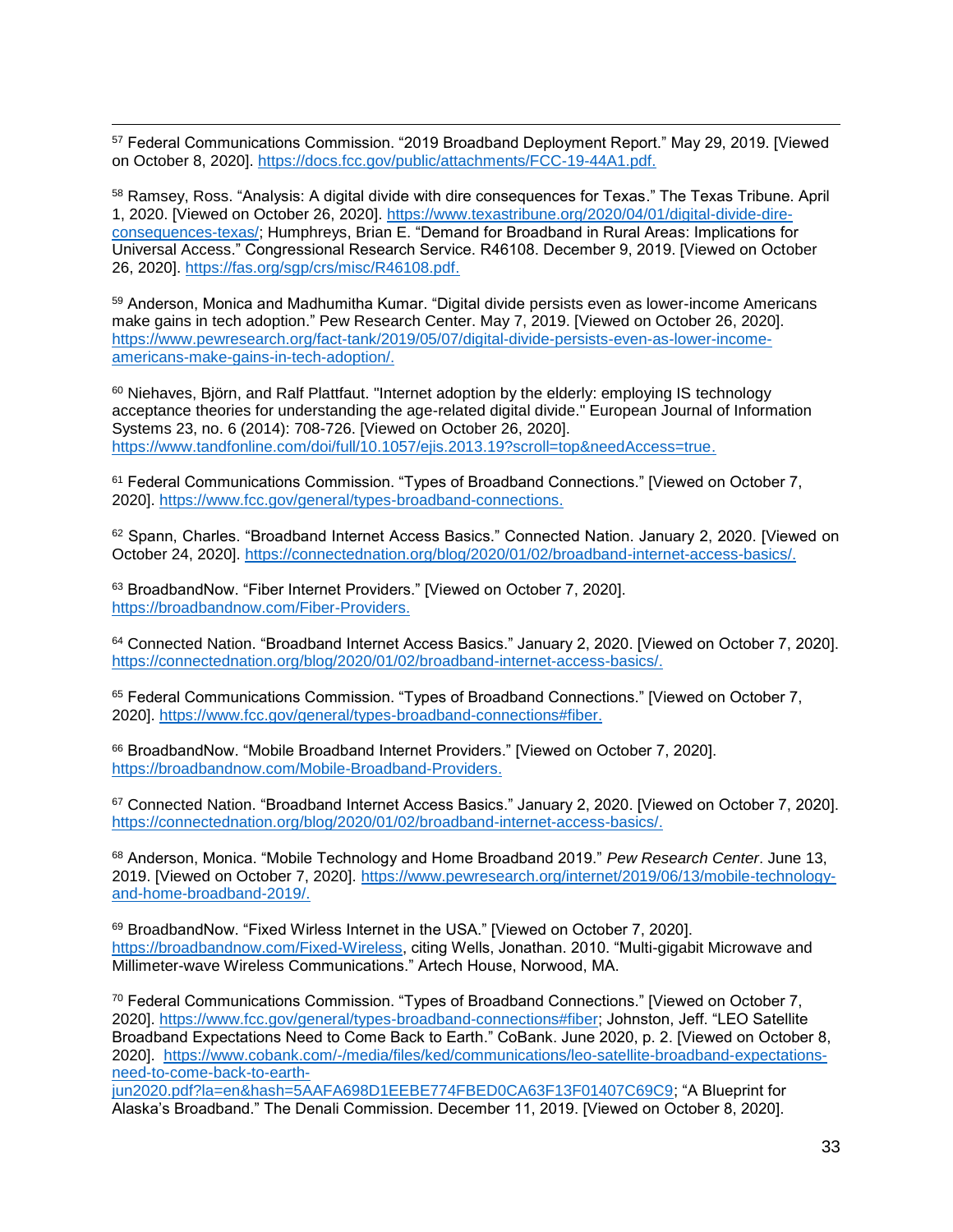[57] Federal Communications Commission. "2019 Broadband Deployment Report." May 29, 2019. [Viewed on October 8, 2020]. https://docs.fcc.gov/public/attachments/FCC-19-44A1.pdf.

[58] Ramsey, Ross. "Analysis: A digital divide with dire consequences for Texas." The Texas Tribune. April 1, 2020. [Viewed on October 26, 2020]. https://www.texastribune.org/2020/04/01/digital-divide-dire-consequences-texas/; Humphreys, Brian E. "Demand for Broadband in Rural Areas: Implications for Universal Access." Congressional Research Service. R46108. December 9, 2019. [Viewed on October 26, 2020]. https://fas.org/sgp/crs/misc/R46108.pdf.

[59] Anderson, Monica and Madhumitha Kumar. "Digital divide persists even as lower-income Americans make gains in tech adoption." Pew Research Center. May 7, 2019. [Viewed on October 26, 2020]. https://www.pewresearch.org/fact-tank/2019/05/07/digital-divide-persists-even-as-lower-income-americans-make-gains-in-tech-adoption/.

[60] Niehaves, Björn, and Ralf Plattfaut. "Internet adoption by the elderly: employing IS technology acceptance theories for understanding the age-related digital divide." European Journal of Information Systems 23, no. 6 (2014): 708-726. [Viewed on October 26, 2020]. https://www.tandfonline.com/doi/full/10.1057/ejis.2013.19?scroll=top&needAccess=true.

[61] Federal Communications Commission. "Types of Broadband Connections." [Viewed on October 7, 2020]. https://www.fcc.gov/general/types-broadband-connections.

[62] Spann, Charles. "Broadband Internet Access Basics." Connected Nation. January 2, 2020. [Viewed on October 24, 2020]. https://connectednation.org/blog/2020/01/02/broadband-internet-access-basics/.

[63] BroadbandNow. "Fiber Internet Providers." [Viewed on October 7, 2020]. https://broadbandnow.com/Fiber-Providers.

[64] Connected Nation. "Broadband Internet Access Basics." January 2, 2020. [Viewed on October 7, 2020]. https://connectednation.org/blog/2020/01/02/broadband-internet-access-basics/.

[65] Federal Communications Commission. "Types of Broadband Connections." [Viewed on October 7, 2020]. https://www.fcc.gov/general/types-broadband-connections#fiber.

[66] BroadbandNow. "Mobile Broadband Internet Providers." [Viewed on October 7, 2020]. https://broadbandnow.com/Mobile-Broadband-Providers.

[67] Connected Nation. "Broadband Internet Access Basics." January 2, 2020. [Viewed on October 7, 2020]. https://connectednation.org/blog/2020/01/02/broadband-internet-access-basics/.

[68] Anderson, Monica. "Mobile Technology and Home Broadband 2019." *Pew Research Center*. June 13, 2019. [Viewed on October 7, 2020]. https://www.pewresearch.org/internet/2019/06/13/mobile-technology-and-home-broadband-2019/.

[69] BroadbandNow. "Fixed Wirless Internet in the USA." [Viewed on October 7, 2020]. https://broadbandnow.com/Fixed-Wireless, citing Wells, Jonathan. 2010. "Multi-gigabit Microwave and Millimeter-wave Wireless Communications." Artech House, Norwood, MA.

[70] Federal Communications Commission. "Types of Broadband Connections." [Viewed on October 7, 2020]. https://www.fcc.gov/general/types-broadband-connections#fiber; Johnston, Jeff. "LEO Satellite Broadband Expectations Need to Come Back to Earth." CoBank. June 2020, p. 2. [Viewed on October 8, 2020]. https://www.cobank.com/-/media/files/ked/communications/leo-satellite-broadband-expectations-need-to-come-back-to-earth-jun2020.pdf?la=en&hash=5AAFA698D1EEBE774FBED0CA63F13F01407C69C9; "A Blueprint for Alaska's Broadband." The Denali Commission. December 11, 2019. [Viewed on October 8, 2020].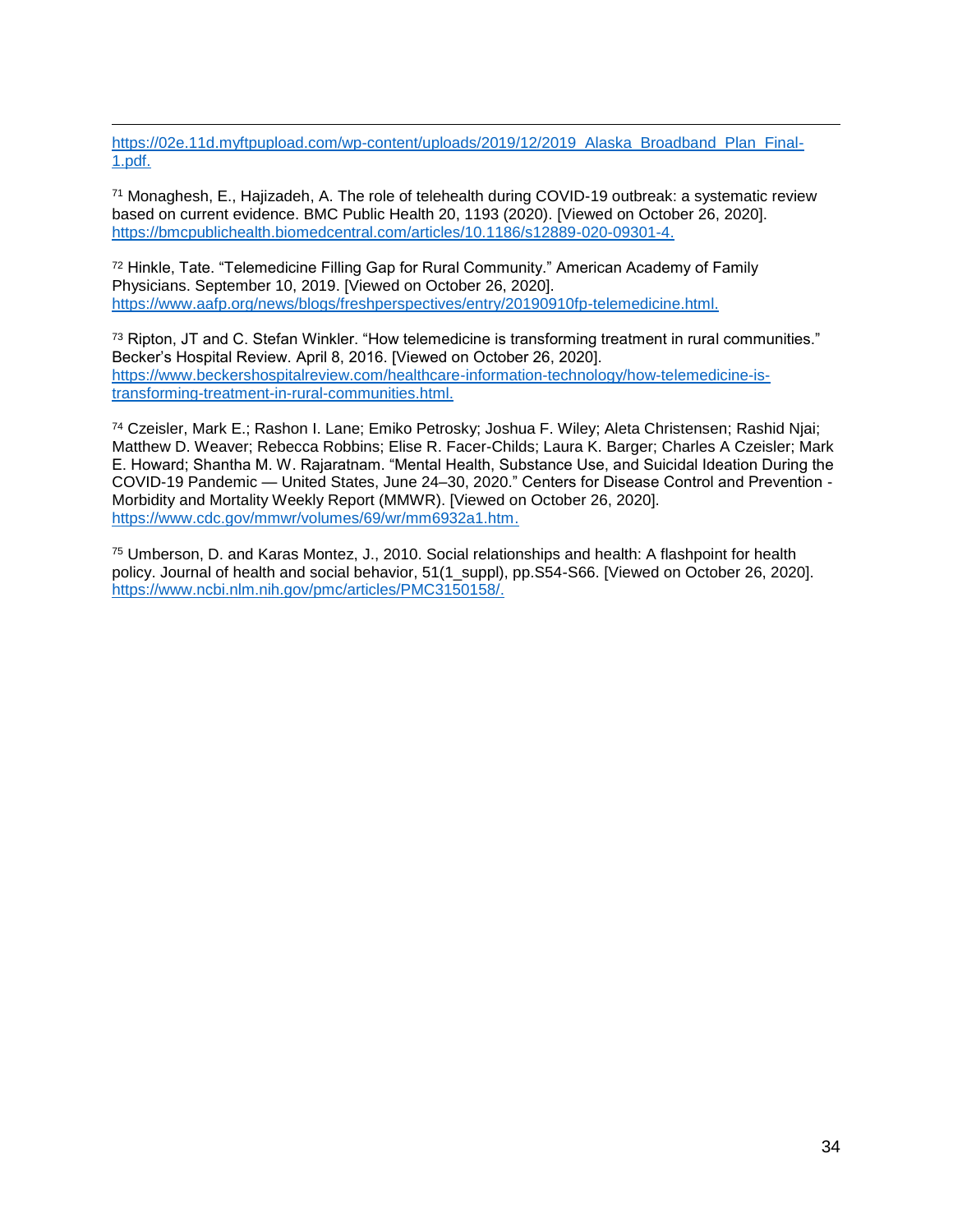https://02e.11d.myftpupload.com/wp-content/uploads/2019/12/2019_Alaska_Broadband_Plan_Final-1.pdf.

[71] Monaghesh, E., Hajizadeh, A. The role of telehealth during COVID-19 outbreak: a systematic review based on current evidence. BMC Public Health 20, 1193 (2020). [Viewed on October 26, 2020]. https://bmcpublichealth.biomedcentral.com/articles/10.1186/s12889-020-09301-4.

[72] Hinkle, Tate. "Telemedicine Filling Gap for Rural Community." American Academy of Family Physicians. September 10, 2019. [Viewed on October 26, 2020]. https://www.aafp.org/news/blogs/freshperspectives/entry/20190910fp-telemedicine.html.

[73] Ripton, JT and C. Stefan Winkler. "How telemedicine is transforming treatment in rural communities." Becker's Hospital Review. April 8, 2016. [Viewed on October 26, 2020]. https://www.beckershospitalreview.com/healthcare-information-technology/how-telemedicine-is-transforming-treatment-in-rural-communities.html.

[74] Czeisler, Mark E.; Rashon I. Lane; Emiko Petrosky; Joshua F. Wiley; Aleta Christensen; Rashid Njai; Matthew D. Weaver; Rebecca Robbins; Elise R. Facer-Childs; Laura K. Barger; Charles A Czeisler; Mark E. Howard; Shantha M. W. Rajaratnam. "Mental Health, Substance Use, and Suicidal Ideation During the COVID-19 Pandemic — United States, June 24–30, 2020." Centers for Disease Control and Prevention - Morbidity and Mortality Weekly Report (MMWR). [Viewed on October 26, 2020]. https://www.cdc.gov/mmwr/volumes/69/wr/mm6932a1.htm.

[75] Umberson, D. and Karas Montez, J., 2010. Social relationships and health: A flashpoint for health policy. Journal of health and social behavior, 51(1_suppl), pp.S54-S66. [Viewed on October 26, 2020]. https://www.ncbi.nlm.nih.gov/pmc/articles/PMC3150158/.